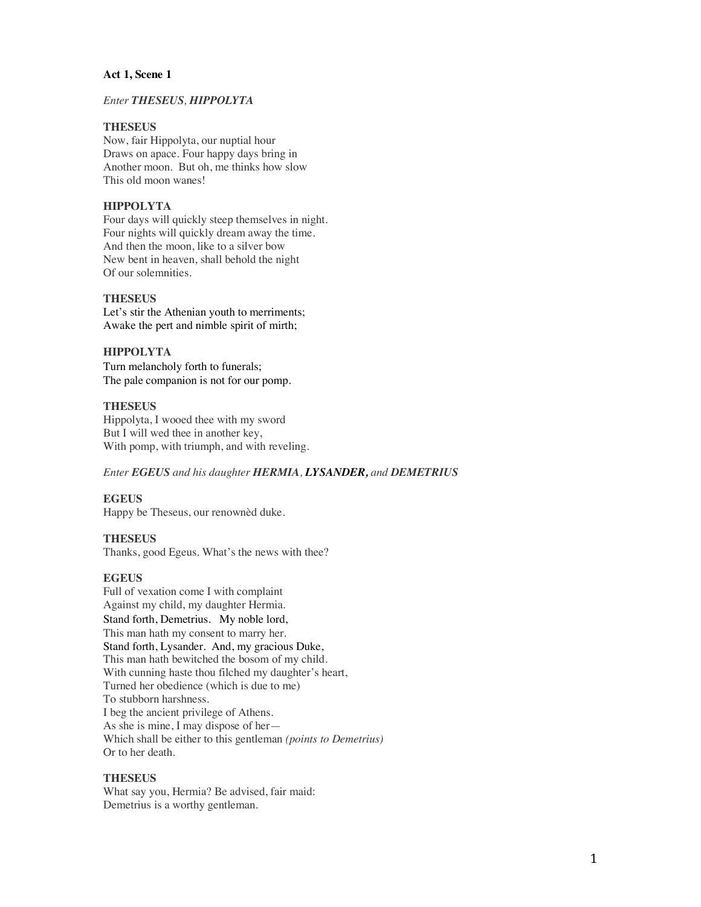**Act 1, Scene 1**

*Enter* ***THESEUS**, **HIPPOLYTA***

**THESEUS**
Now, fair Hippolyta, our nuptial hour
Draws on apace. Four happy days bring in
Another moon. But oh, me thinks how slow
This old moon wanes!

**HIPPOLYTA**
Four days will quickly steep themselves in night.
Four nights will quickly dream away the time.
And then the moon, like to a silver bow
New bent in heaven, shall behold the night
Of our solemnities.

**THESEUS**
Let's stir the Athenian youth to merriments;
Awake the pert and nimble spirit of mirth;

**HIPPOLYTA**
Turn melancholy forth to funerals;
The pale companion is not for our pomp.

**THESEUS**
Hippolyta, I wooed thee with my sword
But I will wed thee in another key,
With pomp, with triumph, and with reveling.

*Enter* ***EGEUS*** *and his daughter* ***HERMIA**, **LYSANDER,*** *and* ***DEMETRIUS***

**EGEUS**
Happy be Theseus, our renownèd duke.

**THESEUS**
Thanks, good Egeus. What's the news with thee?

**EGEUS**
Full of vexation come I with complaint
Against my child, my daughter Hermia.
Stand forth, Demetrius. My noble lord,
This man hath my consent to marry her.
Stand forth, Lysander. And, my gracious Duke,
This man hath bewitched the bosom of my child.
With cunning haste thou filched my daughter's heart,
Turned her obedience (which is due to me)
To stubborn harshness.
I beg the ancient privilege of Athens.
As she is mine, I may dispose of her—
Which shall be either to this gentleman *(points to Demetrius)*
Or to her death.

**THESEUS**
What say you, Hermia? Be advised, fair maid:
Demetrius is a worthy gentleman.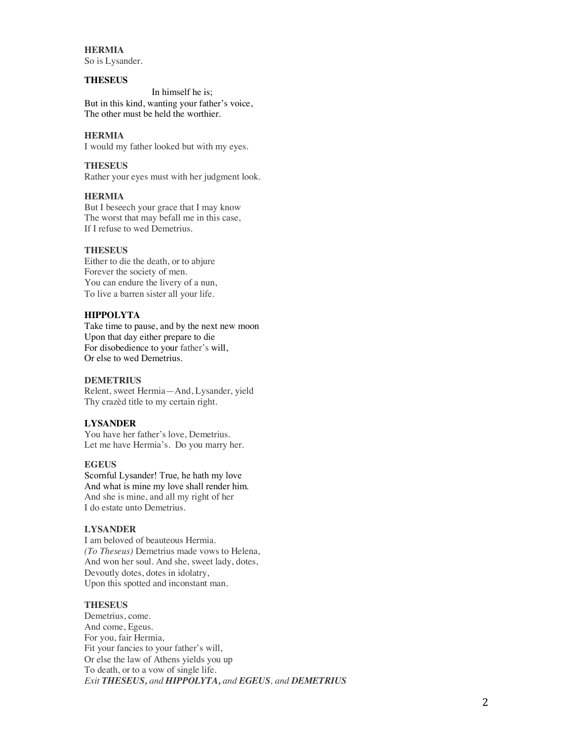**HERMIA**
So is Lysander.

**THESEUS**
In himself he is;
But in this kind, wanting your father's voice,
The other must be held the worthier.

**HERMIA**
I would my father looked but with my eyes.

**THESEUS**
Rather your eyes must with her judgment look.

**HERMIA**
But I beseech your grace that I may know
The worst that may befall me in this case,
If I refuse to wed Demetrius.

**THESEUS**
Either to die the death, or to abjure
Forever the society of men.
You can endure the livery of a nun,
To live a barren sister all your life.

**HIPPOLYTA**
Take time to pause, and by the next new moon
Upon that day either prepare to die
For disobedience to your father's will,
Or else to wed Demetrius.

**DEMETRIUS**
Relent, sweet Hermia—And, Lysander, yield
Thy crazèd title to my certain right.

**LYSANDER**
You have her father's love, Demetrius.
Let me have Hermia's. Do you marry her.

**EGEUS**
Scornful Lysander! True, he hath my love
And what is mine my love shall render him.
And she is mine, and all my right of her
I do estate unto Demetrius.

**LYSANDER**
I am beloved of beauteous Hermia.
*(To Theseus)* Demetrius made vows to Helena,
And won her soul. And she, sweet lady, dotes,
Devoutly dotes, dotes in idolatry,
Upon this spotted and inconstant man.

**THESEUS**
Demetrius, come.
And come, Egeus.
For you, fair Hermia,
Fit your fancies to your father's will,
Or else the law of Athens yields you up
To death, or to a vow of single life.
*Exit **THESEUS,** and **HIPPOLYTA,** and **EGEUS**, and **DEMETRIUS***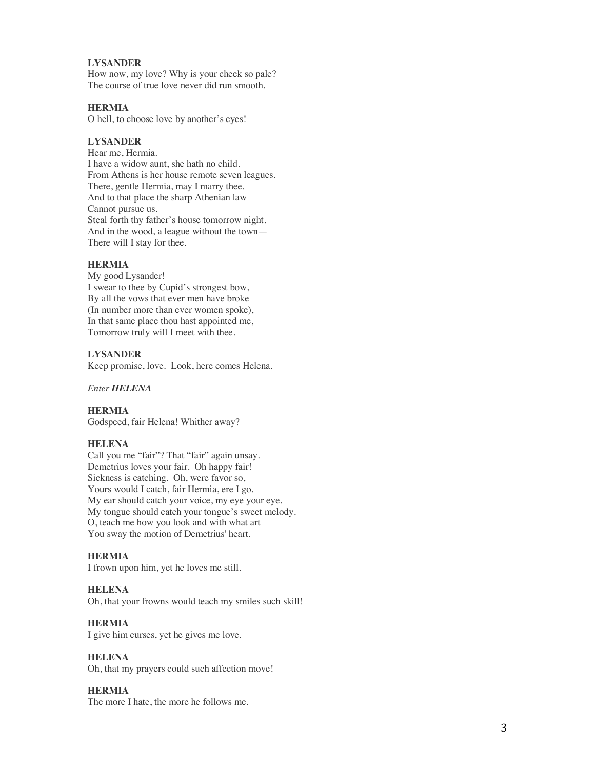**LYSANDER**
How now, my love? Why is your cheek so pale?
The course of true love never did run smooth.

**HERMIA**
O hell, to choose love by another's eyes!

**LYSANDER**
Hear me, Hermia.
I have a widow aunt, she hath no child.
From Athens is her house remote seven leagues.
There, gentle Hermia, may I marry thee.
And to that place the sharp Athenian law
Cannot pursue us.
Steal forth thy father's house tomorrow night.
And in the wood, a league without the town—
There will I stay for thee.

**HERMIA**
My good Lysander!
I swear to thee by Cupid's strongest bow,
By all the vows that ever men have broke
(In number more than ever women spoke),
In that same place thou hast appointed me,
Tomorrow truly will I meet with thee.

**LYSANDER**
Keep promise, love. Look, here comes Helena.

*Enter* ***HELENA***

**HERMIA**
Godspeed, fair Helena! Whither away?

**HELENA**
Call you me "fair"? That "fair" again unsay.
Demetrius loves your fair. Oh happy fair!
Sickness is catching. Oh, were favor so,
Yours would I catch, fair Hermia, ere I go.
My ear should catch your voice, my eye your eye.
My tongue should catch your tongue's sweet melody.
O, teach me how you look and with what art
You sway the motion of Demetrius' heart.

**HERMIA**
I frown upon him, yet he loves me still.

**HELENA**
Oh, that your frowns would teach my smiles such skill!

**HERMIA**
I give him curses, yet he gives me love.

**HELENA**
Oh, that my prayers could such affection move!

**HERMIA**
The more I hate, the more he follows me.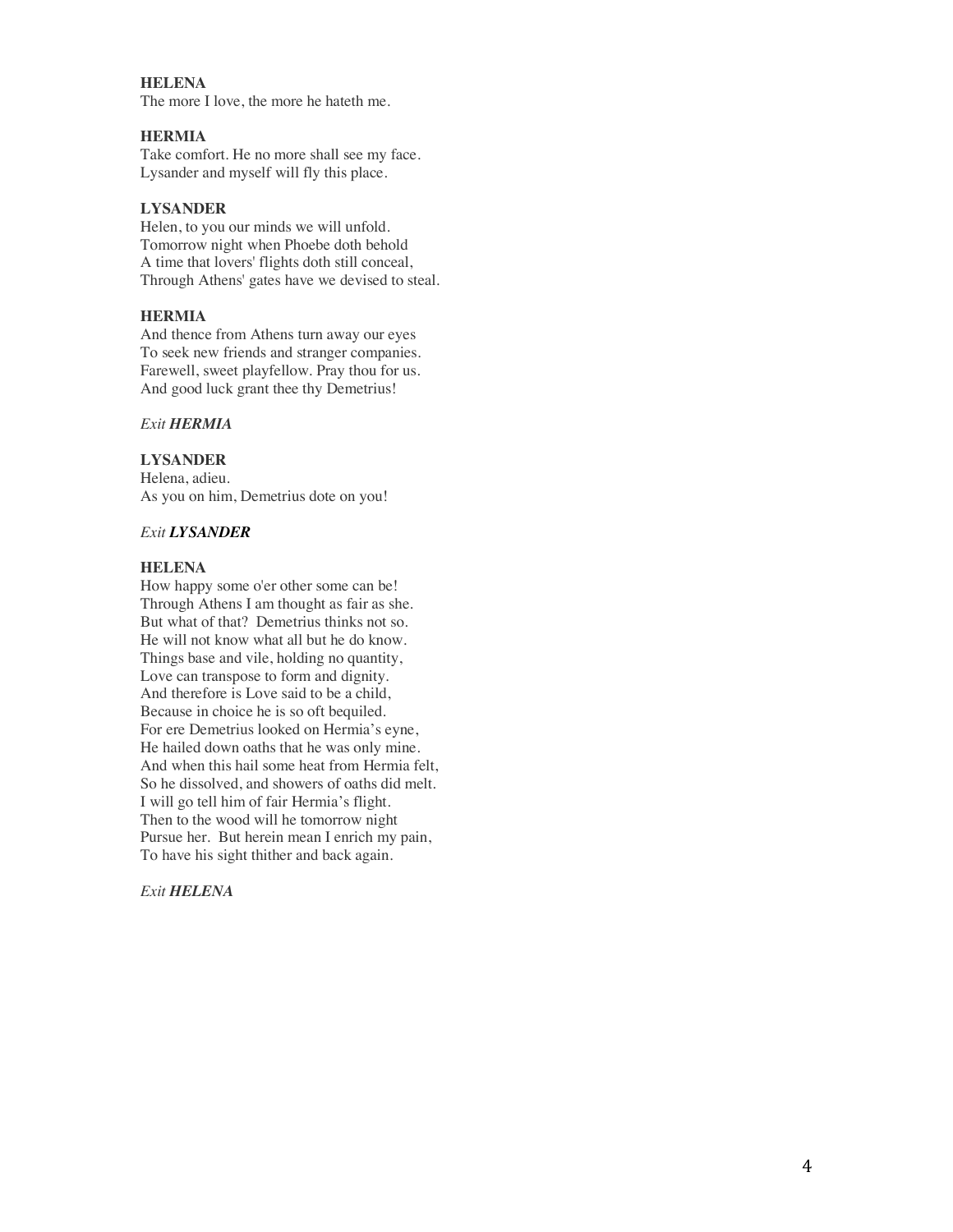**HELENA**
The more I love, the more he hateth me.

**HERMIA**
Take comfort. He no more shall see my face.
Lysander and myself will fly this place.

**LYSANDER**
Helen, to you our minds we will unfold.
Tomorrow night when Phoebe doth behold
A time that lovers' flights doth still conceal,
Through Athens' gates have we devised to steal.

**HERMIA**
And thence from Athens turn away our eyes
To seek new friends and stranger companies.
Farewell, sweet playfellow. Pray thou for us.
And good luck grant thee thy Demetrius!

*Exit **HERMIA***

**LYSANDER**
Helena, adieu.
As you on him, Demetrius dote on you!

*Exit **LYSANDER***

**HELENA**
How happy some o'er other some can be!
Through Athens I am thought as fair as she.
But what of that? Demetrius thinks not so.
He will not know what all but he do know.
Things base and vile, holding no quantity,
Love can transpose to form and dignity.
And therefore is Love said to be a child,
Because in choice he is so oft bequiled.
For ere Demetrius looked on Hermia's eyne,
He hailed down oaths that he was only mine.
And when this hail some heat from Hermia felt,
So he dissolved, and showers of oaths did melt.
I will go tell him of fair Hermia's flight.
Then to the wood will he tomorrow night
Pursue her. But herein mean I enrich my pain,
To have his sight thither and back again.

*Exit **HELENA***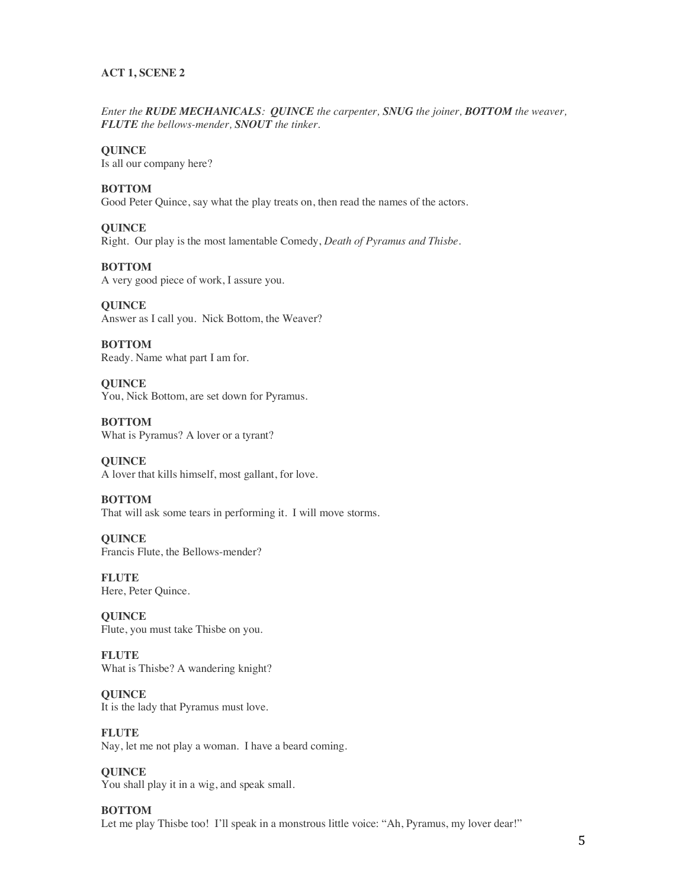**ACT 1, SCENE 2**

*Enter the **RUDE MECHANICALS**: **QUINCE** the carpenter, **SNUG** the joiner, **BOTTOM** the weaver, **FLUTE** the bellows-mender, **SNOUT** the tinker.*

**QUINCE**
Is all our company here?

**BOTTOM**
Good Peter Quince, say what the play treats on, then read the names of the actors.

**QUINCE**
Right. Our play is the most lamentable Comedy, *Death of Pyramus and Thisbe*.

**BOTTOM**
A very good piece of work, I assure you.

**QUINCE**
Answer as I call you. Nick Bottom, the Weaver?

**BOTTOM**
Ready. Name what part I am for.

**QUINCE**
You, Nick Bottom, are set down for Pyramus.

**BOTTOM**
What is Pyramus? A lover or a tyrant?

**QUINCE**
A lover that kills himself, most gallant, for love.

**BOTTOM**
That will ask some tears in performing it. I will move storms.

**QUINCE**
Francis Flute, the Bellows-mender?

**FLUTE**
Here, Peter Quince.

**QUINCE**
Flute, you must take Thisbe on you.

**FLUTE**
What is Thisbe? A wandering knight?

**QUINCE**
It is the lady that Pyramus must love.

**FLUTE**
Nay, let me not play a woman. I have a beard coming.

**QUINCE**
You shall play it in a wig, and speak small.

**BOTTOM**
Let me play Thisbe too! I'll speak in a monstrous little voice: "Ah, Pyramus, my lover dear!"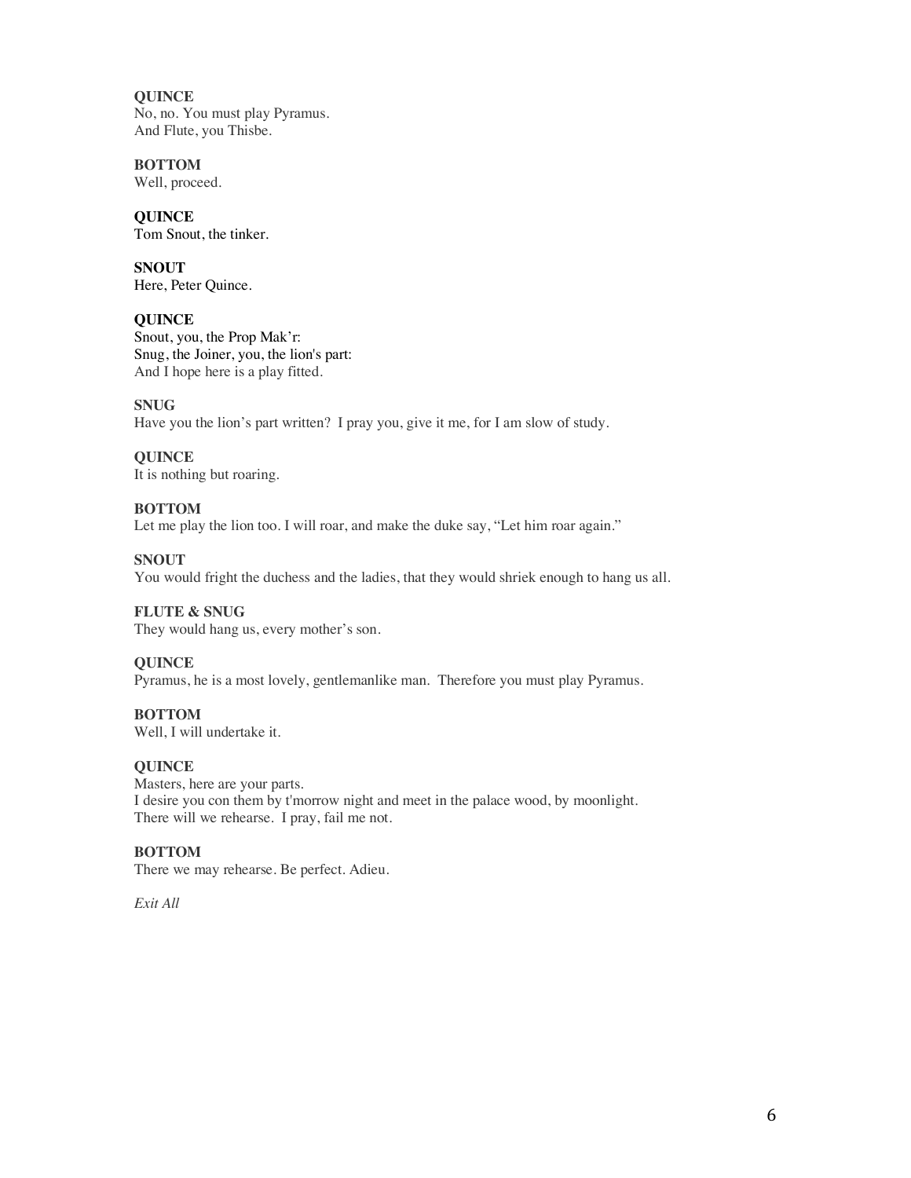**QUINCE**
No, no. You must play Pyramus.
And Flute, you Thisbe.

**BOTTOM**
Well, proceed.

**QUINCE**
Tom Snout, the tinker.

**SNOUT**
Here, Peter Quince.

**QUINCE**
Snout, you, the Prop Mak'r:
Snug, the Joiner, you, the lion's part:
And I hope here is a play fitted.

**SNUG**
Have you the lion's part written? I pray you, give it me, for I am slow of study.

**QUINCE**
It is nothing but roaring.

**BOTTOM**
Let me play the lion too. I will roar, and make the duke say, "Let him roar again."

**SNOUT**
You would fright the duchess and the ladies, that they would shriek enough to hang us all.

**FLUTE & SNUG**
They would hang us, every mother's son.

**QUINCE**
Pyramus, he is a most lovely, gentlemanlike man. Therefore you must play Pyramus.

**BOTTOM**
Well, I will undertake it.

**QUINCE**
Masters, here are your parts.
I desire you con them by t'morrow night and meet in the palace wood, by moonlight.
There will we rehearse. I pray, fail me not.

**BOTTOM**
There we may rehearse. Be perfect. Adieu.

*Exit All*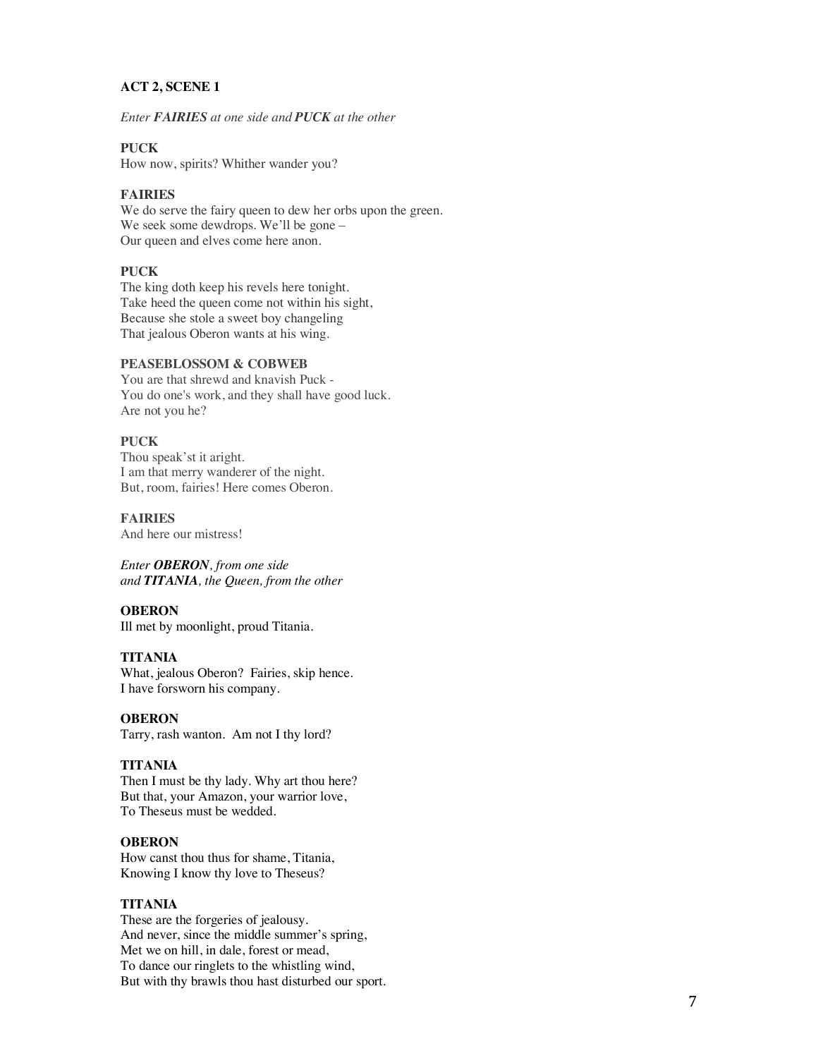**ACT 2, SCENE 1**

*Enter* ***FAIRIES*** *at one side and* ***PUCK*** *at the other*

**PUCK**
How now, spirits? Whither wander you?

**FAIRIES**
We do serve the fairy queen to dew her orbs upon the green.
We seek some dewdrops. We'll be gone –
Our queen and elves come here anon.

**PUCK**
The king doth keep his revels here tonight.
Take heed the queen come not within his sight,
Because she stole a sweet boy changeling
That jealous Oberon wants at his wing.

**PEASEBLOSSOM & COBWEB**
You are that shrewd and knavish Puck -
You do one's work, and they shall have good luck.
Are not you he?

**PUCK**
Thou speak'st it aright.
I am that merry wanderer of the night.
But, room, fairies! Here comes Oberon.

**FAIRIES**
And here our mistress!

*Enter* ***OBERON****, from one side*
*and* ***TITANIA****, the Queen, from the other*

**OBERON**
Ill met by moonlight, proud Titania.

**TITANIA**
What, jealous Oberon? Fairies, skip hence.
I have forsworn his company.

**OBERON**
Tarry, rash wanton. Am not I thy lord?

**TITANIA**
Then I must be thy lady. Why art thou here?
But that, your Amazon, your warrior love,
To Theseus must be wedded.

**OBERON**
How canst thou thus for shame, Titania,
Knowing I know thy love to Theseus?

**TITANIA**
These are the forgeries of jealousy.
And never, since the middle summer's spring,
Met we on hill, in dale, forest or mead,
To dance our ringlets to the whistling wind,
But with thy brawls thou hast disturbed our sport.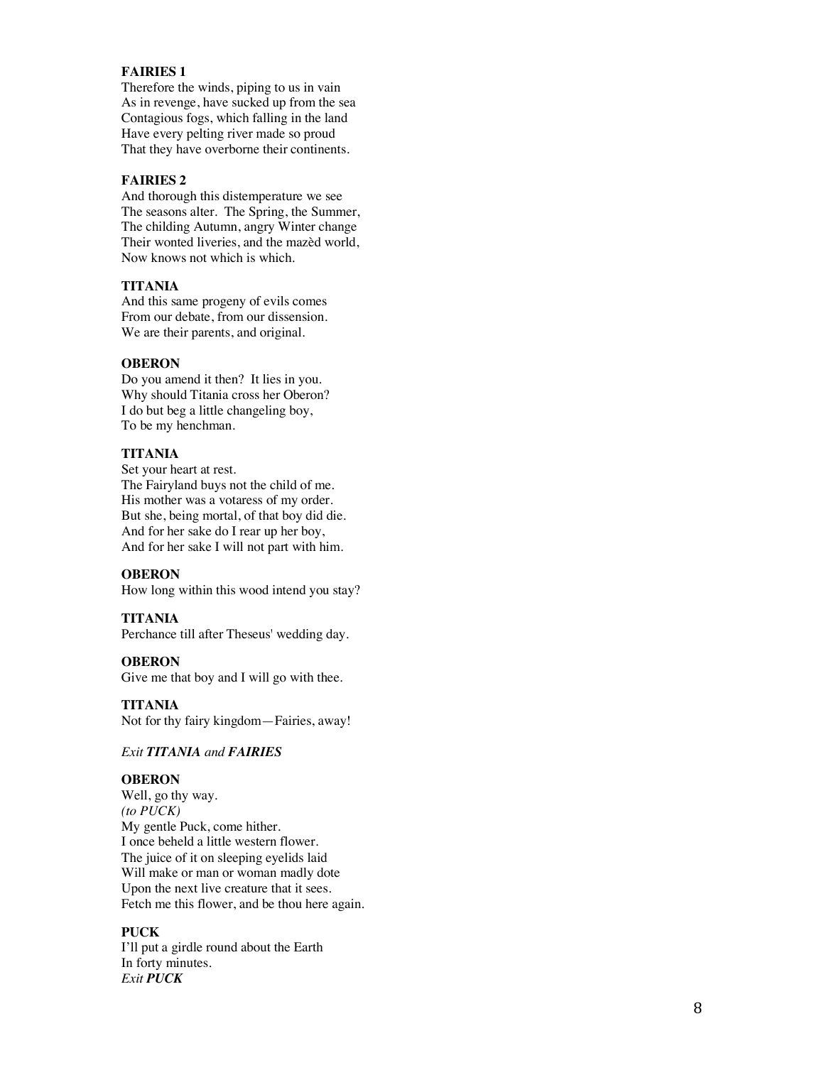**FAIRIES 1**
Therefore the winds, piping to us in vain
As in revenge, have sucked up from the sea
Contagious fogs, which falling in the land
Have every pelting river made so proud
That they have overborne their continents.

**FAIRIES 2**
And thorough this distemperature we see
The seasons alter. The Spring, the Summer,
The childing Autumn, angry Winter change
Their wonted liveries, and the mazèd world,
Now knows not which is which.

**TITANIA**
And this same progeny of evils comes
From our debate, from our dissension.
We are their parents, and original.

**OBERON**
Do you amend it then? It lies in you.
Why should Titania cross her Oberon?
I do but beg a little changeling boy,
To be my henchman.

**TITANIA**
Set your heart at rest.
The Fairyland buys not the child of me.
His mother was a votaress of my order.
But she, being mortal, of that boy did die.
And for her sake do I rear up her boy,
And for her sake I will not part with him.

**OBERON**
How long within this wood intend you stay?

**TITANIA**
Perchance till after Theseus' wedding day.

**OBERON**
Give me that boy and I will go with thee.

**TITANIA**
Not for thy fairy kingdom—Fairies, away!

*Exit **TITANIA** and **FAIRIES***

**OBERON**
Well, go thy way.
*(to PUCK)*
My gentle Puck, come hither.
I once beheld a little western flower.
The juice of it on sleeping eyelids laid
Will make or man or woman madly dote
Upon the next live creature that it sees.
Fetch me this flower, and be thou here again.

**PUCK**
I'll put a girdle round about the Earth
In forty minutes.
*Exit **PUCK***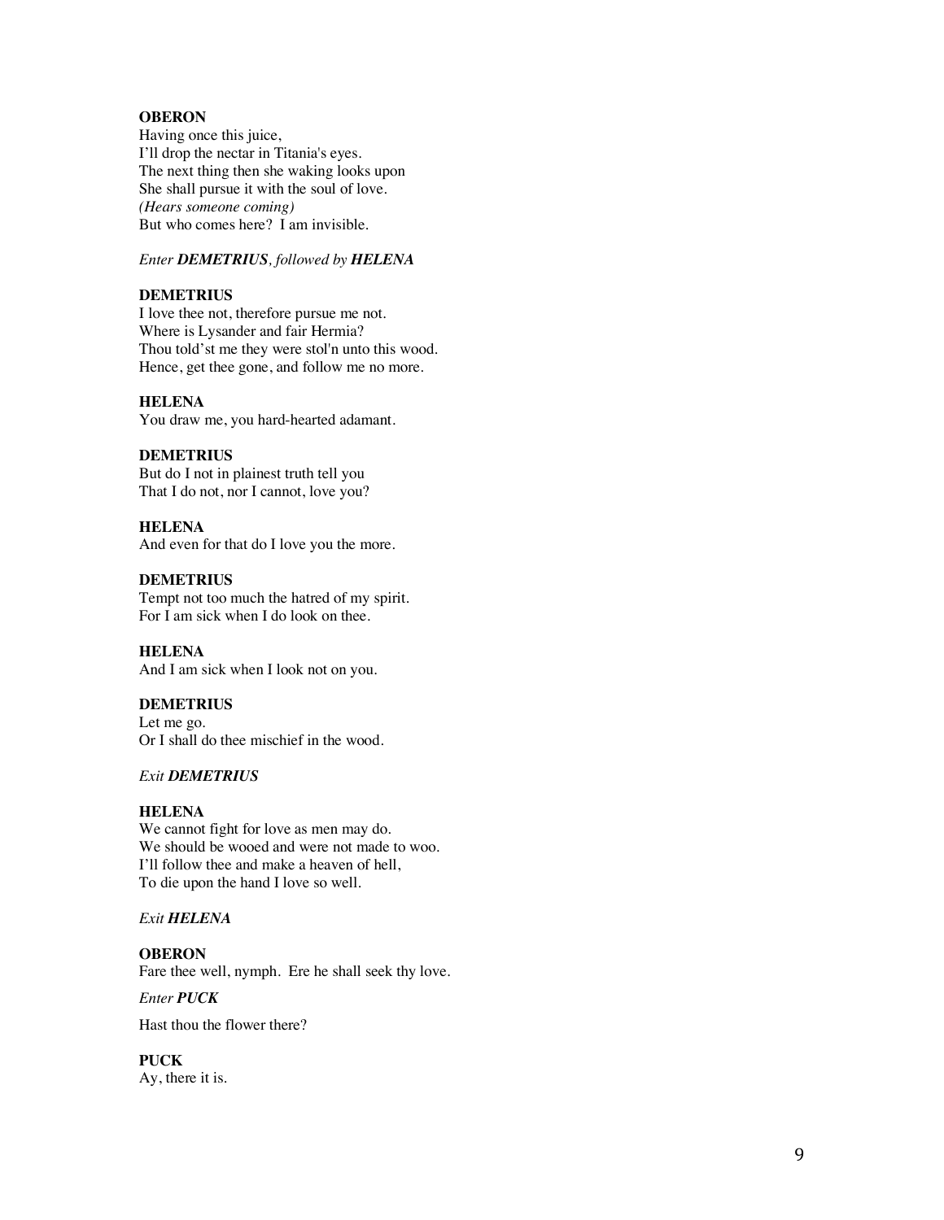**OBERON**
Having once this juice,
I'll drop the nectar in Titania's eyes.
The next thing then she waking looks upon
She shall pursue it with the soul of love.
*(Hears someone coming)*
But who comes here? I am invisible.

*Enter **DEMETRIUS**, followed by **HELENA***

**DEMETRIUS**
I love thee not, therefore pursue me not.
Where is Lysander and fair Hermia?
Thou told'st me they were stol'n unto this wood.
Hence, get thee gone, and follow me no more.

**HELENA**
You draw me, you hard-hearted adamant.

**DEMETRIUS**
But do I not in plainest truth tell you
That I do not, nor I cannot, love you?

**HELENA**
And even for that do I love you the more.

**DEMETRIUS**
Tempt not too much the hatred of my spirit.
For I am sick when I do look on thee.

**HELENA**
And I am sick when I look not on you.

**DEMETRIUS**
Let me go.
Or I shall do thee mischief in the wood.

*Exit **DEMETRIUS***

**HELENA**
We cannot fight for love as men may do.
We should be wooed and were not made to woo.
I'll follow thee and make a heaven of hell,
To die upon the hand I love so well.

*Exit **HELENA***

**OBERON**
Fare thee well, nymph. Ere he shall seek thy love.

*Enter **PUCK***

Hast thou the flower there?

**PUCK**
Ay, there it is.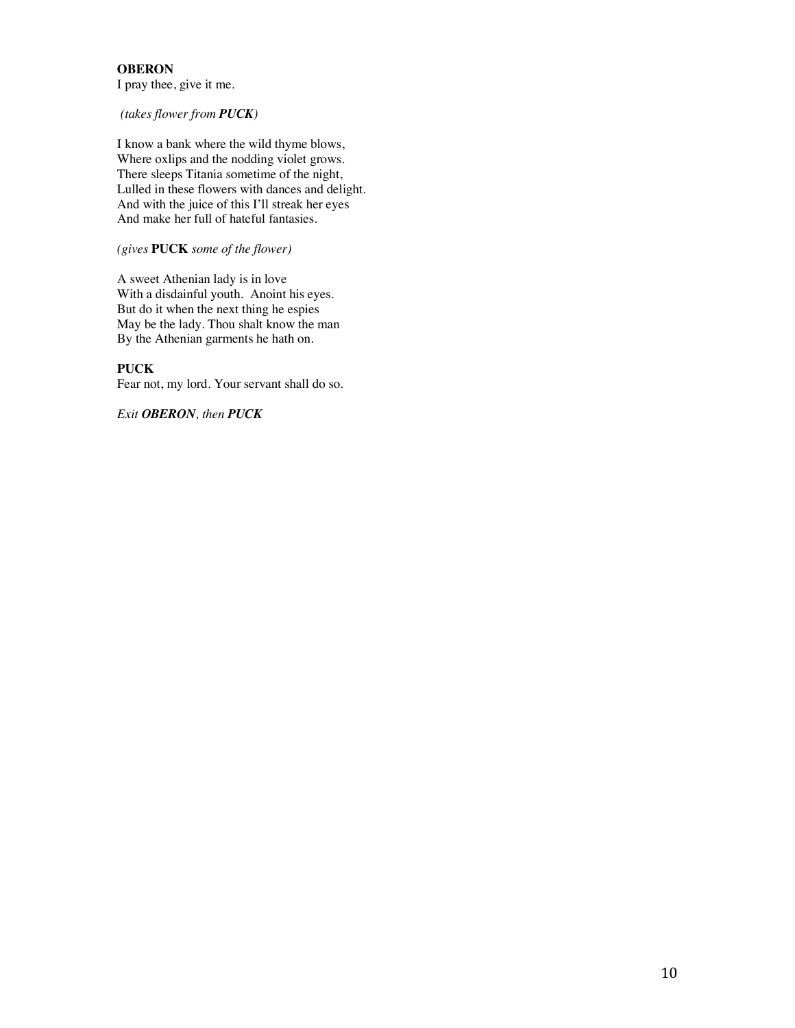**OBERON**
I pray thee, give it me.

*(takes flower from **PUCK**)*

I know a bank where the wild thyme blows,
Where oxlips and the nodding violet grows.
There sleeps Titania sometime of the night,
Lulled in these flowers with dances and delight.
And with the juice of this I'll streak her eyes
And make her full of hateful fantasies.

*(gives* **PUCK** *some of the flower)*

A sweet Athenian lady is in love
With a disdainful youth. Anoint his eyes.
But do it when the next thing he espies
May be the lady. Thou shalt know the man
By the Athenian garments he hath on.

**PUCK**
Fear not, my lord. Your servant shall do so.

*Exit **OBERON**, then **PUCK***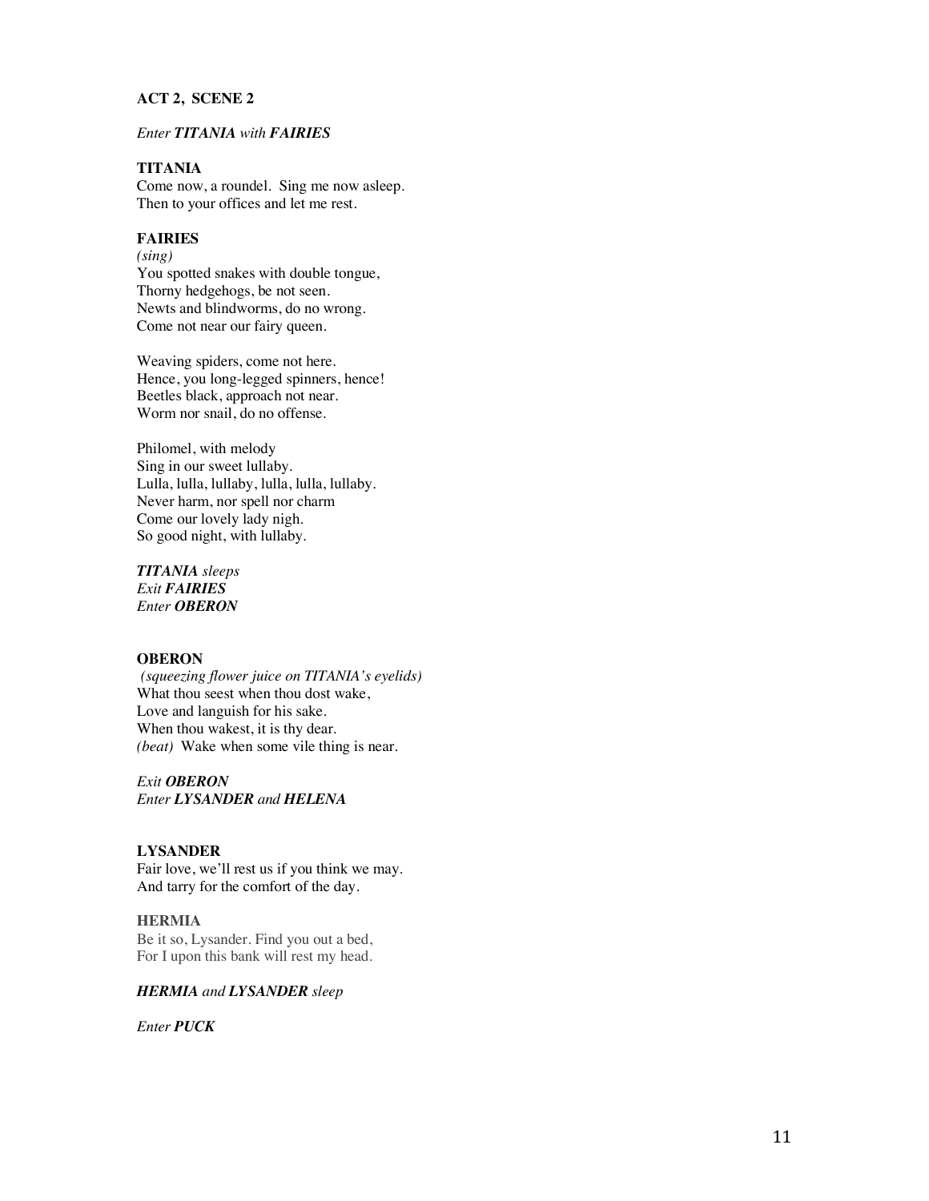**ACT 2, SCENE 2**

*Enter **TITANIA** with **FAIRIES***

**TITANIA**
Come now, a roundel. Sing me now asleep.
Then to your offices and let me rest.

**FAIRIES**
*(sing)*
You spotted snakes with double tongue,
Thorny hedgehogs, be not seen.
Newts and blindworms, do no wrong.
Come not near our fairy queen.

Weaving spiders, come not here.
Hence, you long-legged spinners, hence!
Beetles black, approach not near.
Worm nor snail, do no offense.

Philomel, with melody
Sing in our sweet lullaby.
Lulla, lulla, lullaby, lulla, lulla, lullaby.
Never harm, nor spell nor charm
Come our lovely lady nigh.
So good night, with lullaby.

***TITANIA** sleeps*
*Exit **FAIRIES***
*Enter **OBERON***

**OBERON**
*(squeezing flower juice on TITANIA's eyelids)*
What thou seest when thou dost wake,
Love and languish for his sake.
When thou wakest, it is thy dear.
*(beat)* Wake when some vile thing is near.

*Exit **OBERON***
*Enter **LYSANDER** and **HELENA***

**LYSANDER**
Fair love, we'll rest us if you think we may.
And tarry for the comfort of the day.

**HERMIA**
Be it so, Lysander. Find you out a bed,
For I upon this bank will rest my head.

***HERMIA** and **LYSANDER** sleep*

*Enter **PUCK***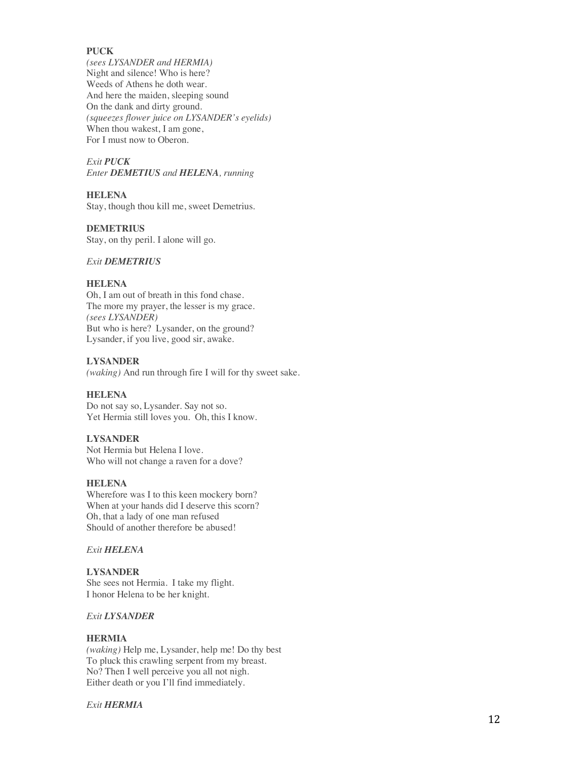**PUCK**
*(sees LYSANDER and HERMIA)*
Night and silence! Who is here?
Weeds of Athens he doth wear.
And here the maiden, sleeping sound
On the dank and dirty ground.
*(squeezes flower juice on LYSANDER's eyelids)*
When thou wakest, I am gone,
For I must now to Oberon.

*Exit **PUCK***
*Enter **DEMETRIUS** and **HELENA**, running*

**HELENA**
Stay, though thou kill me, sweet Demetrius.

**DEMETRIUS**
Stay, on thy peril. I alone will go.

*Exit **DEMETRIUS***

**HELENA**
Oh, I am out of breath in this fond chase.
The more my prayer, the lesser is my grace.
*(sees LYSANDER)*
But who is here? Lysander, on the ground?
Lysander, if you live, good sir, awake.

**LYSANDER**
*(waking)* And run through fire I will for thy sweet sake.

**HELENA**
Do not say so, Lysander. Say not so.
Yet Hermia still loves you. Oh, this I know.

**LYSANDER**
Not Hermia but Helena I love.
Who will not change a raven for a dove?

**HELENA**
Wherefore was I to this keen mockery born?
When at your hands did I deserve this scorn?
Oh, that a lady of one man refused
Should of another therefore be abused!

*Exit **HELENA***

**LYSANDER**
She sees not Hermia. I take my flight.
I honor Helena to be her knight.

*Exit **LYSANDER***

**HERMIA**
*(waking)* Help me, Lysander, help me! Do thy best
To pluck this crawling serpent from my breast.
No? Then I well perceive you all not nigh.
Either death or you I'll find immediately.

*Exit **HERMIA***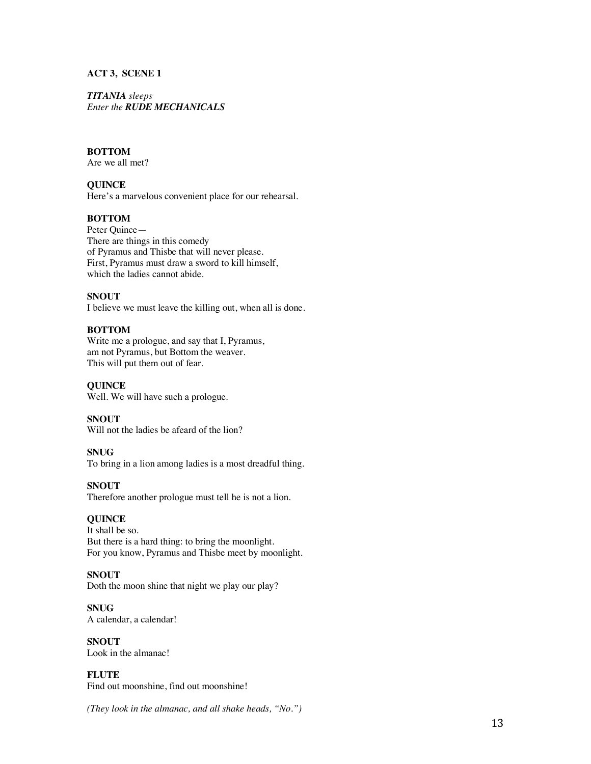**ACT 3, SCENE 1**

***TITANIA** sleeps*
*Enter the **RUDE MECHANICALS***

**BOTTOM**
Are we all met?

**QUINCE**
Here's a marvelous convenient place for our rehearsal.

**BOTTOM**
Peter Quince—
There are things in this comedy
of Pyramus and Thisbe that will never please.
First, Pyramus must draw a sword to kill himself,
which the ladies cannot abide.

**SNOUT**
I believe we must leave the killing out, when all is done.

**BOTTOM**
Write me a prologue, and say that I, Pyramus,
am not Pyramus, but Bottom the weaver.
This will put them out of fear.

**QUINCE**
Well. We will have such a prologue.

**SNOUT**
Will not the ladies be afeard of the lion?

**SNUG**
To bring in a lion among ladies is a most dreadful thing.

**SNOUT**
Therefore another prologue must tell he is not a lion.

**QUINCE**
It shall be so.
But there is a hard thing: to bring the moonlight.
For you know, Pyramus and Thisbe meet by moonlight.

**SNOUT**
Doth the moon shine that night we play our play?

**SNUG**
A calendar, a calendar!

**SNOUT**
Look in the almanac!

**FLUTE**
Find out moonshine, find out moonshine!

*(They look in the almanac, and all shake heads, "No.")*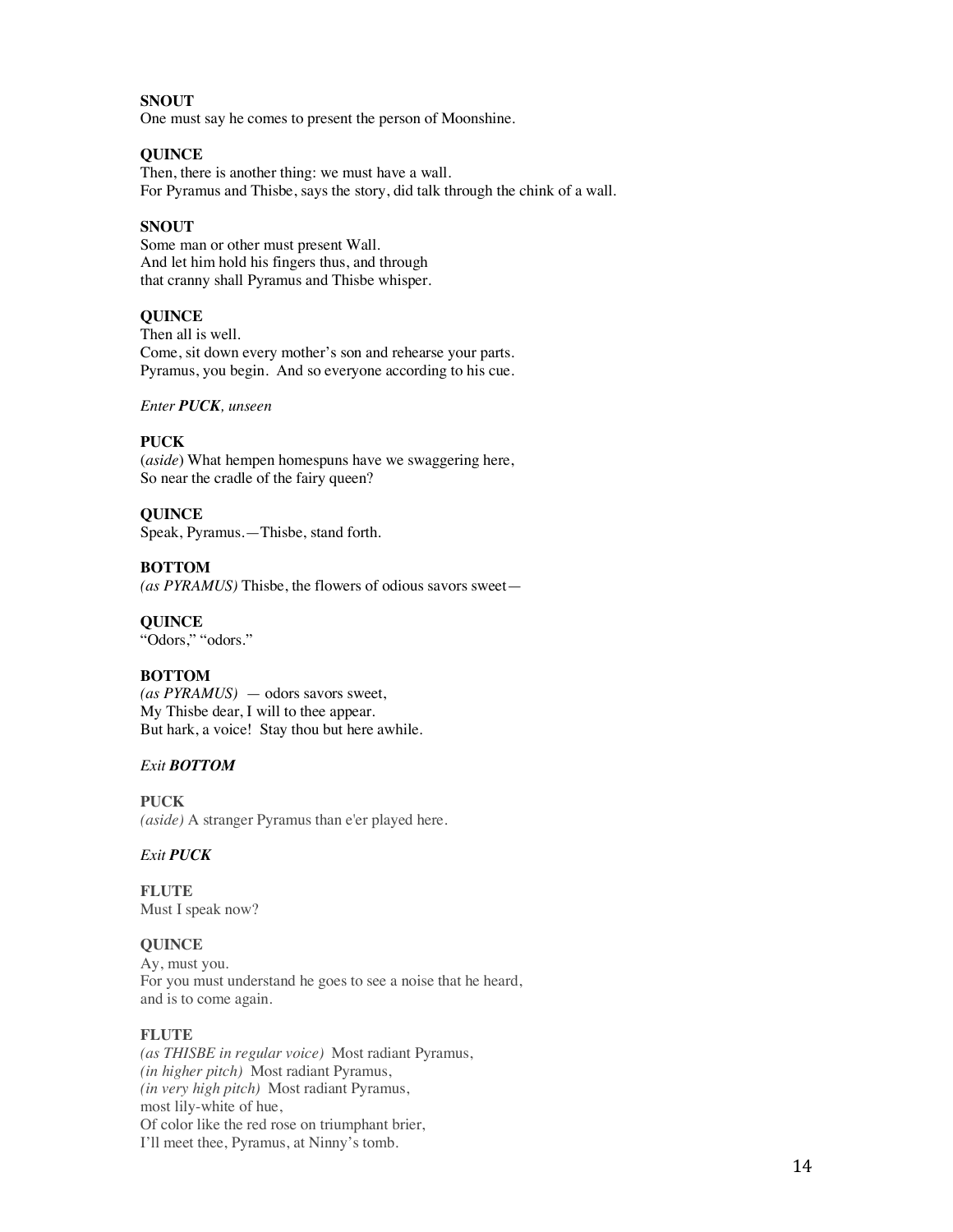**SNOUT**
One must say he comes to present the person of Moonshine.

**QUINCE**
Then, there is another thing: we must have a wall.
For Pyramus and Thisbe, says the story, did talk through the chink of a wall.

**SNOUT**
Some man or other must present Wall.
And let him hold his fingers thus, and through
that cranny shall Pyramus and Thisbe whisper.

**QUINCE**
Then all is well.
Come, sit down every mother's son and rehearse your parts.
Pyramus, you begin. And so everyone according to his cue.

*Enter **PUCK**, unseen*

**PUCK**
(*aside*) What hempen homespuns have we swaggering here,
So near the cradle of the fairy queen?

**QUINCE**
Speak, Pyramus.—Thisbe, stand forth.

**BOTTOM**
*(as PYRAMUS)* Thisbe, the flowers of odious savors sweet—

**QUINCE**
"Odors," "odors."

**BOTTOM**
*(as PYRAMUS)* — odors savors sweet,
My Thisbe dear, I will to thee appear.
But hark, a voice! Stay thou but here awhile.

*Exit **BOTTOM***

**PUCK**
*(aside)* A stranger Pyramus than e'er played here.

*Exit **PUCK***

**FLUTE**
Must I speak now?

**QUINCE**
Ay, must you.
For you must understand he goes to see a noise that he heard,
and is to come again.

**FLUTE**
*(as THISBE in regular voice)* Most radiant Pyramus,
*(in higher pitch)* Most radiant Pyramus,
*(in very high pitch)* Most radiant Pyramus,
most lily-white of hue,
Of color like the red rose on triumphant brier,
I'll meet thee, Pyramus, at Ninny's tomb.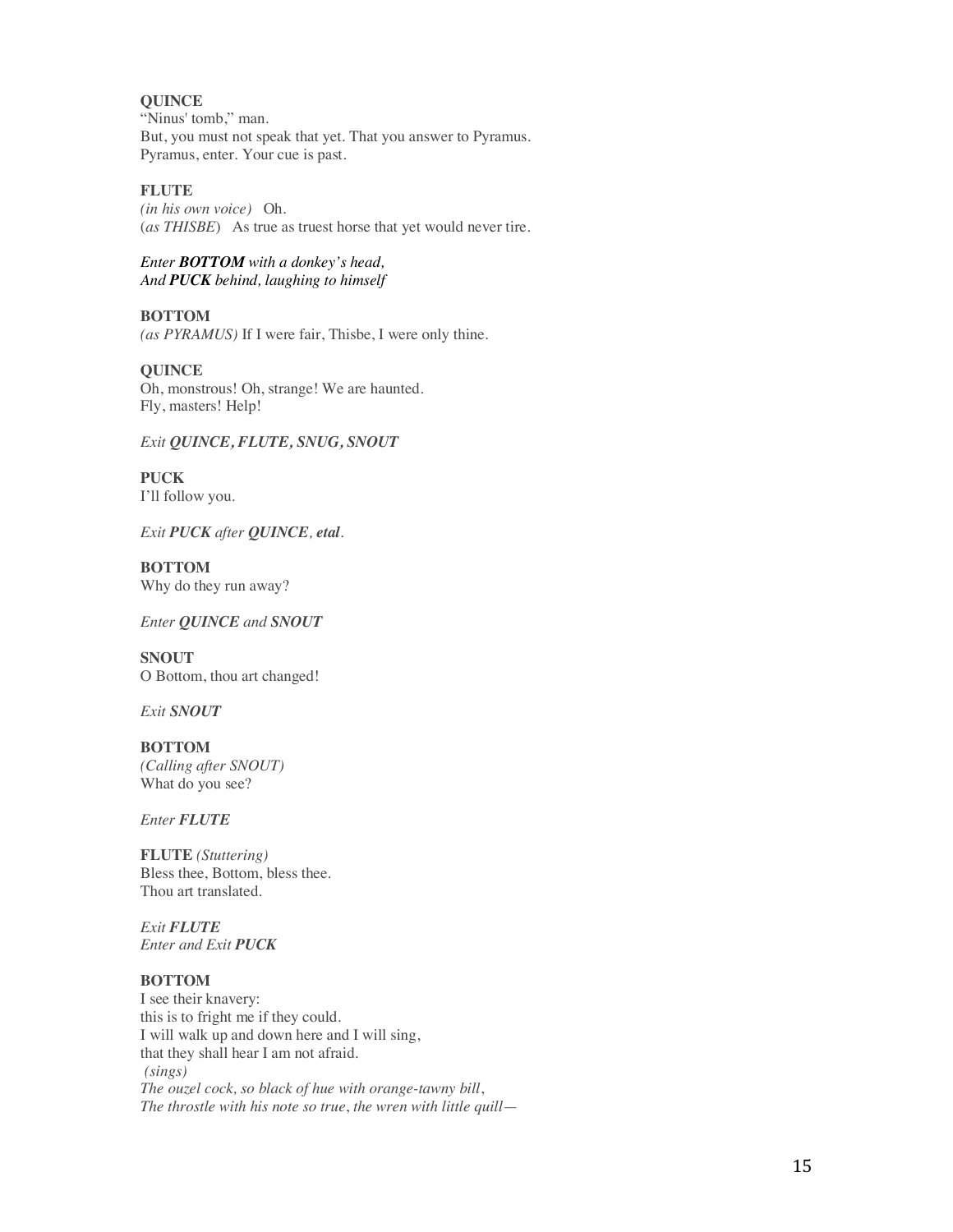**QUINCE**
"Ninus' tomb," man.
But, you must not speak that yet. That you answer to Pyramus.
Pyramus, enter. Your cue is past.

**FLUTE**
*(in his own voice)* Oh.
(*as THISBE*) As true as truest horse that yet would never tire.

*Enter **BOTTOM** with a donkey's head,*
*And **PUCK** behind, laughing to himself*

**BOTTOM**
*(as PYRAMUS)* If I were fair, Thisbe, I were only thine.

**QUINCE**
Oh, monstrous! Oh, strange! We are haunted.
Fly, masters! Help!

*Exit **QUINCE, FLUTE, SNUG, SNOUT***

**PUCK**
I'll follow you.

*Exit **PUCK** after **QUINCE**, **etal**.*

**BOTTOM**
Why do they run away?

*Enter **QUINCE** and **SNOUT***

**SNOUT**
O Bottom, thou art changed!

*Exit **SNOUT***

**BOTTOM**
*(Calling after SNOUT)*
What do you see?

*Enter **FLUTE***

**FLUTE** *(Stuttering)*
Bless thee, Bottom, bless thee.
Thou art translated.

*Exit **FLUTE***
*Enter and Exit **PUCK***

**BOTTOM**
I see their knavery:
this is to fright me if they could.
I will walk up and down here and I will sing,
that they shall hear I am not afraid.
*(sings)*
*The ouzel cock, so black of hue with orange-tawny bill,*
*The throstle with his note so true, the wren with little quill—*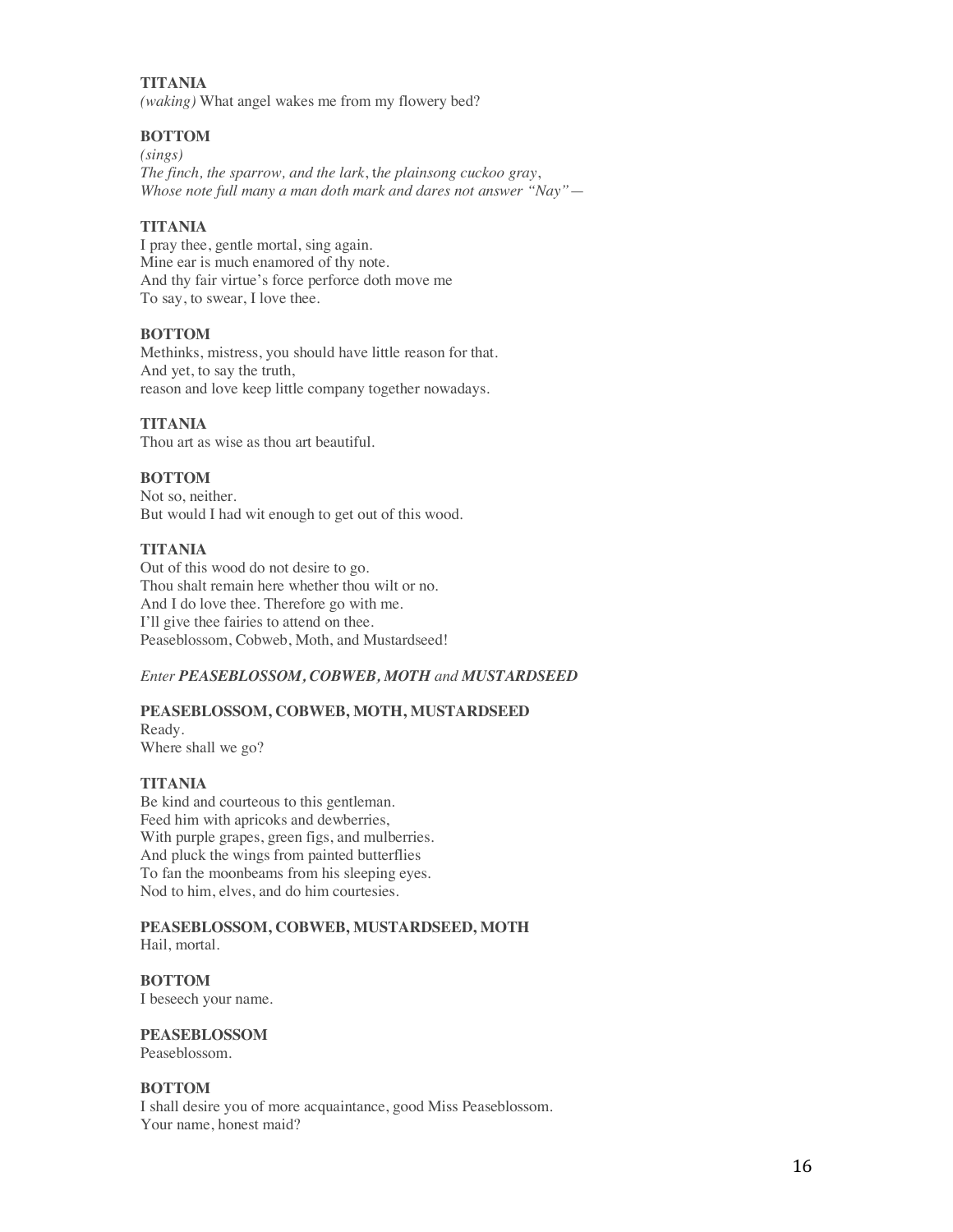**TITANIA**
*(waking)* What angel wakes me from my flowery bed?

**BOTTOM**
*(sings)*
*The finch, the sparrow, and the lark*, t*he plainsong cuckoo gray*,
*Whose note full many a man doth mark and dares not answer "Nay"*—

**TITANIA**
I pray thee, gentle mortal, sing again.
Mine ear is much enamored of thy note.
And thy fair virtue's force perforce doth move me
To say, to swear, I love thee.

**BOTTOM**
Methinks, mistress, you should have little reason for that.
And yet, to say the truth,
reason and love keep little company together nowadays.

**TITANIA**
Thou art as wise as thou art beautiful.

**BOTTOM**
Not so, neither.
But would I had wit enough to get out of this wood.

**TITANIA**
Out of this wood do not desire to go.
Thou shalt remain here whether thou wilt or no.
And I do love thee. Therefore go with me.
I'll give thee fairies to attend on thee.
Peaseblossom, Cobweb, Moth, and Mustardseed!

*Enter **PEASEBLOSSOM, COBWEB, MOTH** and **MUSTARDSEED***

**PEASEBLOSSOM, COBWEB, MOTH, MUSTARDSEED**
Ready.
Where shall we go?

**TITANIA**
Be kind and courteous to this gentleman.
Feed him with apricoks and dewberries,
With purple grapes, green figs, and mulberries.
And pluck the wings from painted butterflies
To fan the moonbeams from his sleeping eyes.
Nod to him, elves, and do him courtesies.

**PEASEBLOSSOM, COBWEB, MUSTARDSEED, MOTH**
Hail, mortal.

**BOTTOM**
I beseech your name.

**PEASEBLOSSOM**
Peaseblossom.

**BOTTOM**
I shall desire you of more acquaintance, good Miss Peaseblossom.
Your name, honest maid?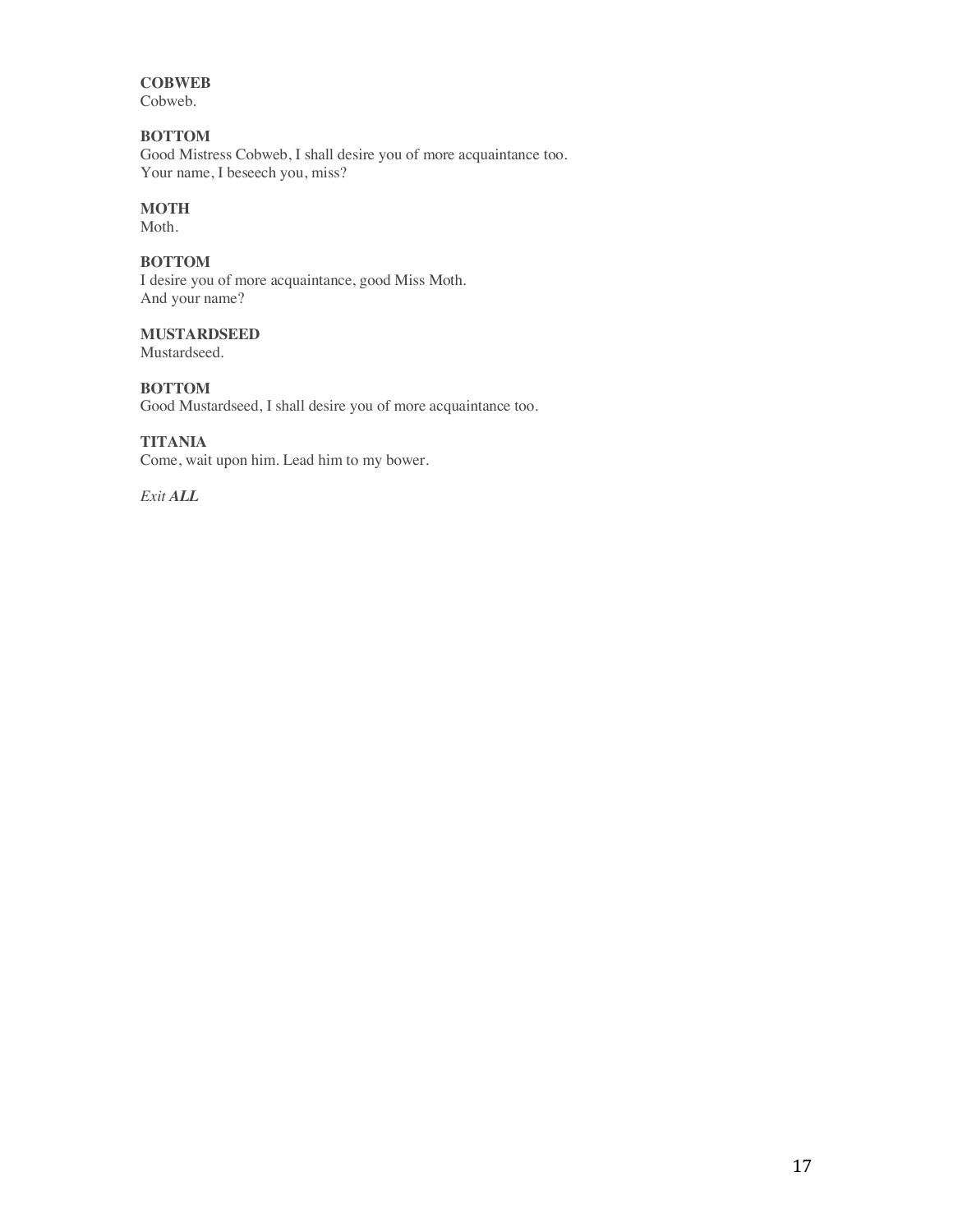**COBWEB**
Cobweb.

**BOTTOM**
Good Mistress Cobweb, I shall desire you of more acquaintance too.
Your name, I beseech you, miss?

**MOTH**
Moth.

**BOTTOM**
I desire you of more acquaintance, good Miss Moth.
And your name?

**MUSTARDSEED**
Mustardseed.

**BOTTOM**
Good Mustardseed, I shall desire you of more acquaintance too.

**TITANIA**
Come, wait upon him. Lead him to my bower.

*Exit* ***ALL***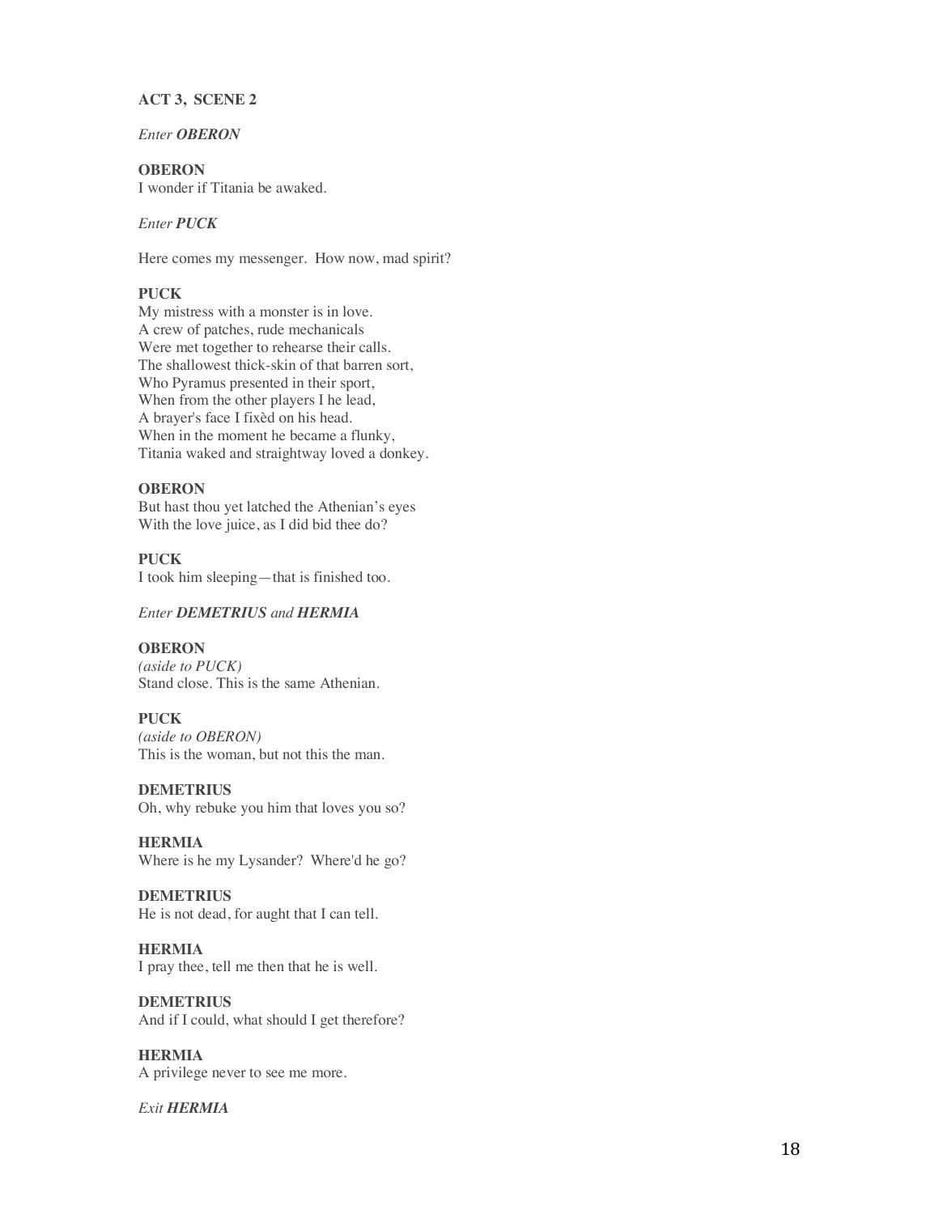**ACT 3, SCENE 2**

*Enter* ***OBERON***

**OBERON**
I wonder if Titania be awaked.

*Enter* ***PUCK***

Here comes my messenger. How now, mad spirit?

**PUCK**
My mistress with a monster is in love.
A crew of patches, rude mechanicals
Were met together to rehearse their calls.
The shallowest thick-skin of that barren sort,
Who Pyramus presented in their sport,
When from the other players I he lead,
A brayer's face I fixèd on his head.
When in the moment he became a flunky,
Titania waked and straightway loved a donkey.

**OBERON**
But hast thou yet latched the Athenian's eyes
With the love juice, as I did bid thee do?

**PUCK**
I took him sleeping—that is finished too.

*Enter* ***DEMETRIUS*** *and* ***HERMIA***

**OBERON**
*(aside to PUCK)*
Stand close. This is the same Athenian.

**PUCK**
*(aside to OBERON)*
This is the woman, but not this the man.

**DEMETRIUS**
Oh, why rebuke you him that loves you so?

**HERMIA**
Where is he my Lysander? Where'd he go?

**DEMETRIUS**
He is not dead, for aught that I can tell.

**HERMIA**
I pray thee, tell me then that he is well.

**DEMETRIUS**
And if I could, what should I get therefore?

**HERMIA**
A privilege never to see me more.

*Exit* ***HERMIA***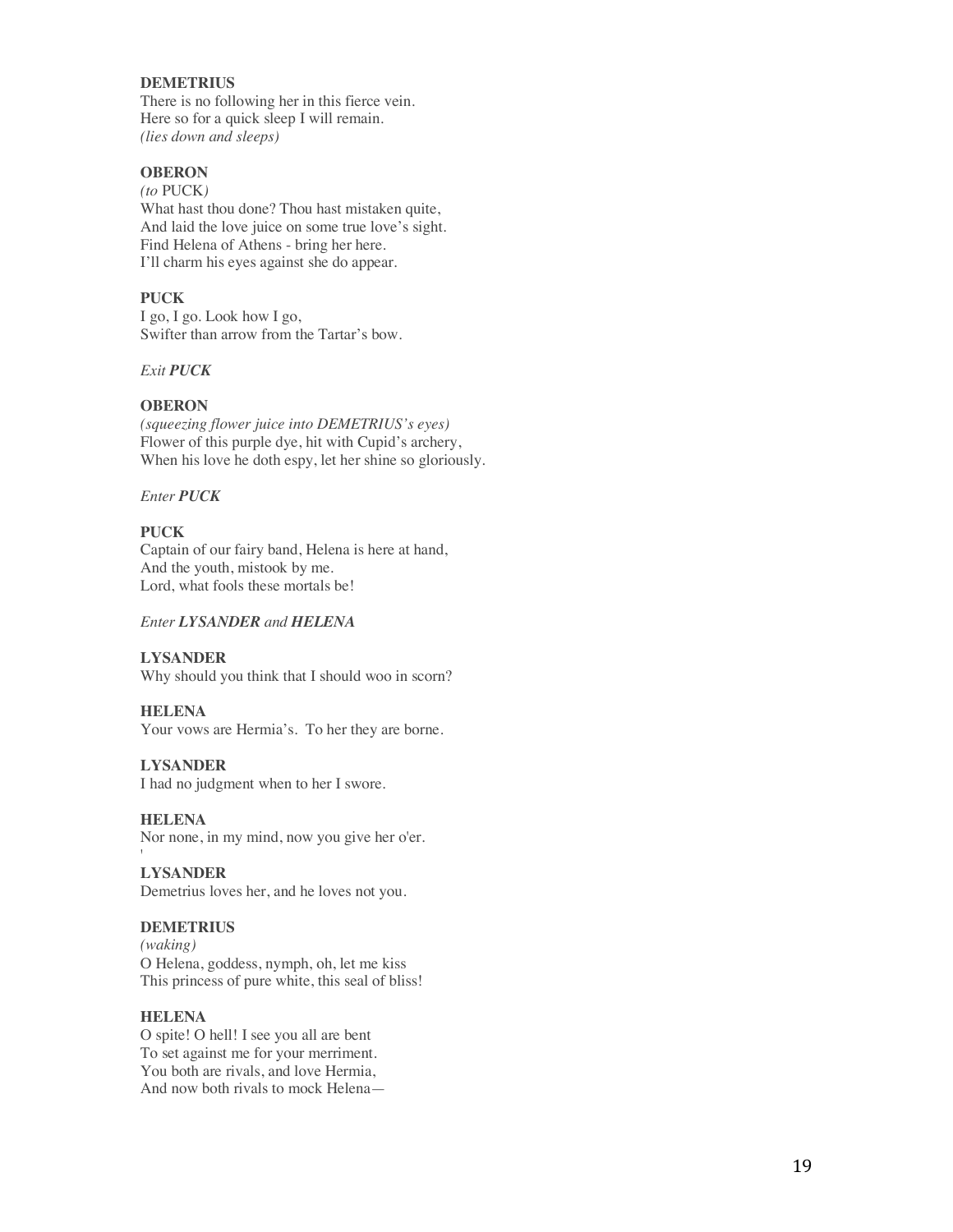**DEMETRIUS**
There is no following her in this fierce vein.
Here so for a quick sleep I will remain.
*(lies down and sleeps)*

**OBERON**
*(to* PUCK*)*
What hast thou done? Thou hast mistaken quite,
And laid the love juice on some true love's sight.
Find Helena of Athens - bring her here.
I'll charm his eyes against she do appear.

**PUCK**
I go, I go. Look how I go,
Swifter than arrow from the Tartar's bow.

*Exit **PUCK***

**OBERON**
*(squeezing flower juice into DEMETRIUS's eyes)*
Flower of this purple dye, hit with Cupid's archery,
When his love he doth espy, let her shine so gloriously.

*Enter **PUCK***

**PUCK**
Captain of our fairy band, Helena is here at hand,
And the youth, mistook by me.
Lord, what fools these mortals be!

*Enter **LYSANDER** and **HELENA***

**LYSANDER**
Why should you think that I should woo in scorn?

**HELENA**
Your vows are Hermia's. To her they are borne.

**LYSANDER**
I had no judgment when to her I swore.

**HELENA**
Nor none, in my mind, now you give her o'er.

**LYSANDER**
Demetrius loves her, and he loves not you.

**DEMETRIUS**
*(waking)*
O Helena, goddess, nymph, oh, let me kiss
This princess of pure white, this seal of bliss!

**HELENA**
O spite! O hell! I see you all are bent
To set against me for your merriment.
You both are rivals, and love Hermia,
And now both rivals to mock Helena—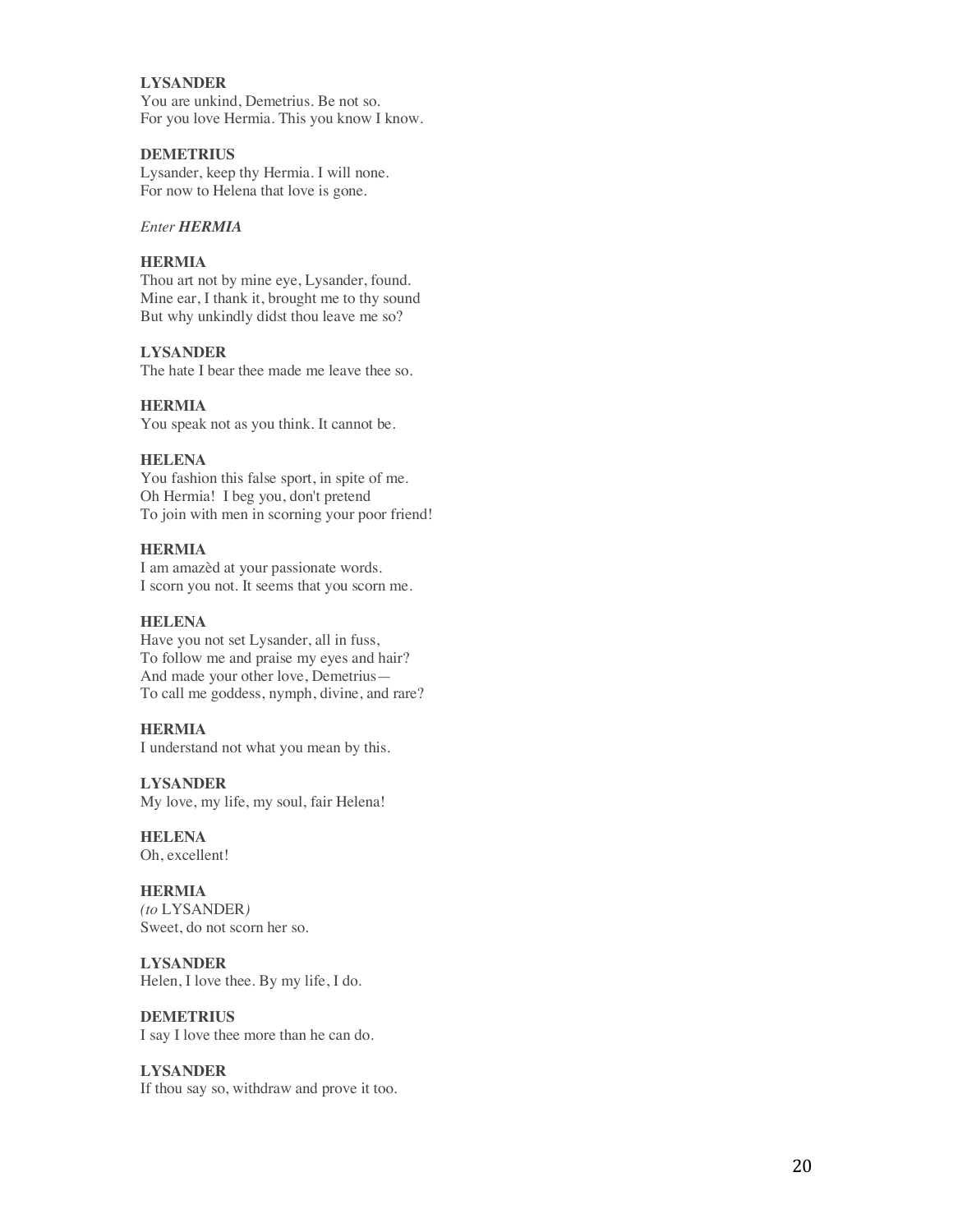**LYSANDER**
You are unkind, Demetrius. Be not so.
For you love Hermia. This you know I know.

**DEMETRIUS**
Lysander, keep thy Hermia. I will none.
For now to Helena that love is gone.

*Enter* ***HERMIA***

**HERMIA**
Thou art not by mine eye, Lysander, found.
Mine ear, I thank it, brought me to thy sound
But why unkindly didst thou leave me so?

**LYSANDER**
The hate I bear thee made me leave thee so.

**HERMIA**
You speak not as you think. It cannot be.

**HELENA**
You fashion this false sport, in spite of me.
Oh Hermia! I beg you, don't pretend
To join with men in scorning your poor friend!

**HERMIA**
I am amazèd at your passionate words.
I scorn you not. It seems that you scorn me.

**HELENA**
Have you not set Lysander, all in fuss,
To follow me and praise my eyes and hair?
And made your other love, Demetrius—
To call me goddess, nymph, divine, and rare?

**HERMIA**
I understand not what you mean by this.

**LYSANDER**
My love, my life, my soul, fair Helena!

**HELENA**
Oh, excellent!

**HERMIA**
*(to* LYSANDER*)*
Sweet, do not scorn her so.

**LYSANDER**
Helen, I love thee. By my life, I do.

**DEMETRIUS**
I say I love thee more than he can do.

**LYSANDER**
If thou say so, withdraw and prove it too.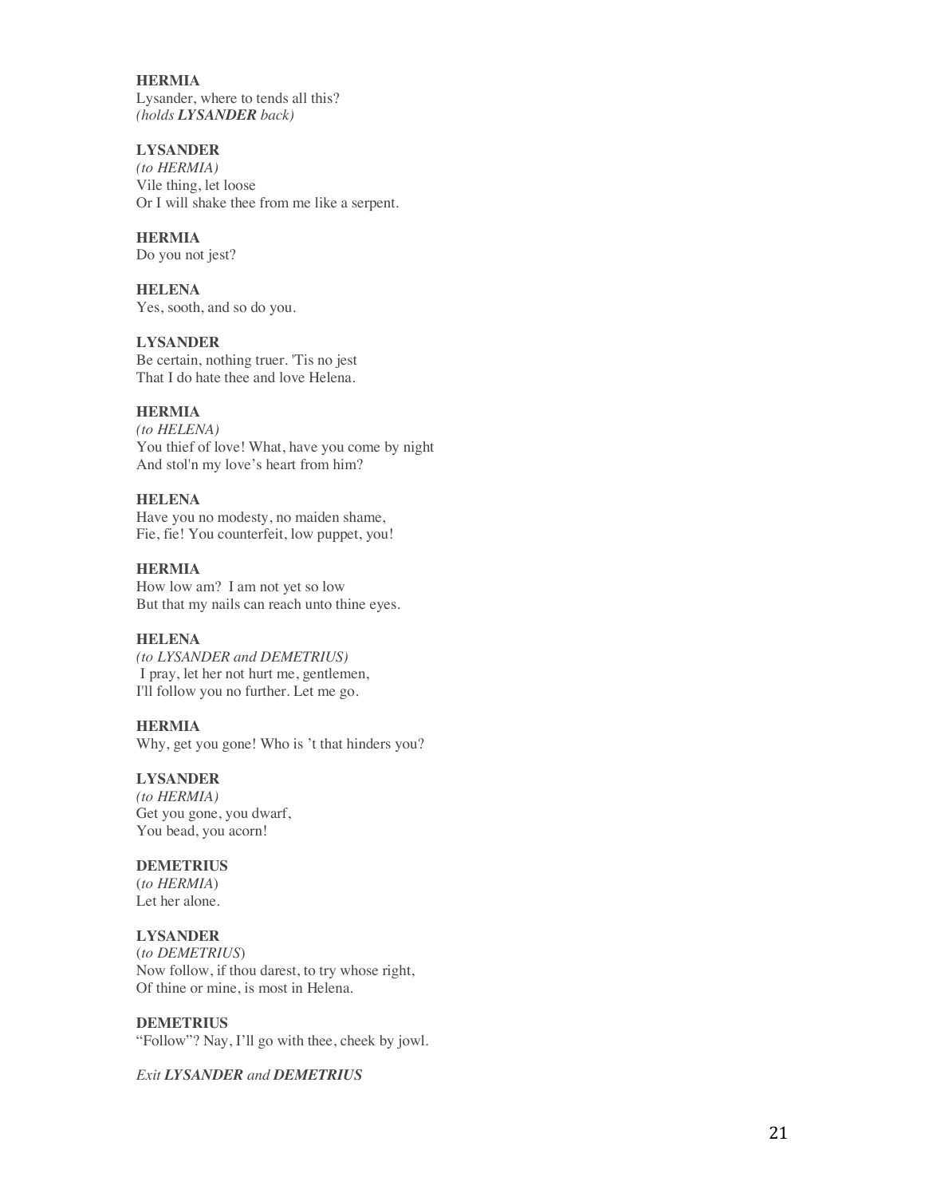**HERMIA**
Lysander, where to tends all this?
*(holds **LYSANDER** back)*

**LYSANDER**
*(to HERMIA)*
Vile thing, let loose
Or I will shake thee from me like a serpent.

**HERMIA**
Do you not jest?

**HELENA**
Yes, sooth, and so do you.

**LYSANDER**
Be certain, nothing truer. 'Tis no jest
That I do hate thee and love Helena.

**HERMIA**
*(to HELENA)*
You thief of love! What, have you come by night
And stol'n my love's heart from him?

**HELENA**
Have you no modesty, no maiden shame,
Fie, fie! You counterfeit, low puppet, you!

**HERMIA**
How low am? I am not yet so low
But that my nails can reach unto thine eyes.

**HELENA**
*(to LYSANDER and DEMETRIUS)*
I pray, let her not hurt me, gentlemen,
I'll follow you no further. Let me go.

**HERMIA**
Why, get you gone! Who is 't that hinders you?

**LYSANDER**
*(to HERMIA)*
Get you gone, you dwarf,
You bead, you acorn!

**DEMETRIUS**
(*to HERMIA*)
Let her alone.

**LYSANDER**
(*to DEMETRIUS*)
Now follow, if thou darest, to try whose right,
Of thine or mine, is most in Helena.

**DEMETRIUS**
"Follow"? Nay, I'll go with thee, cheek by jowl.

*Exit **LYSANDER** and **DEMETRIUS***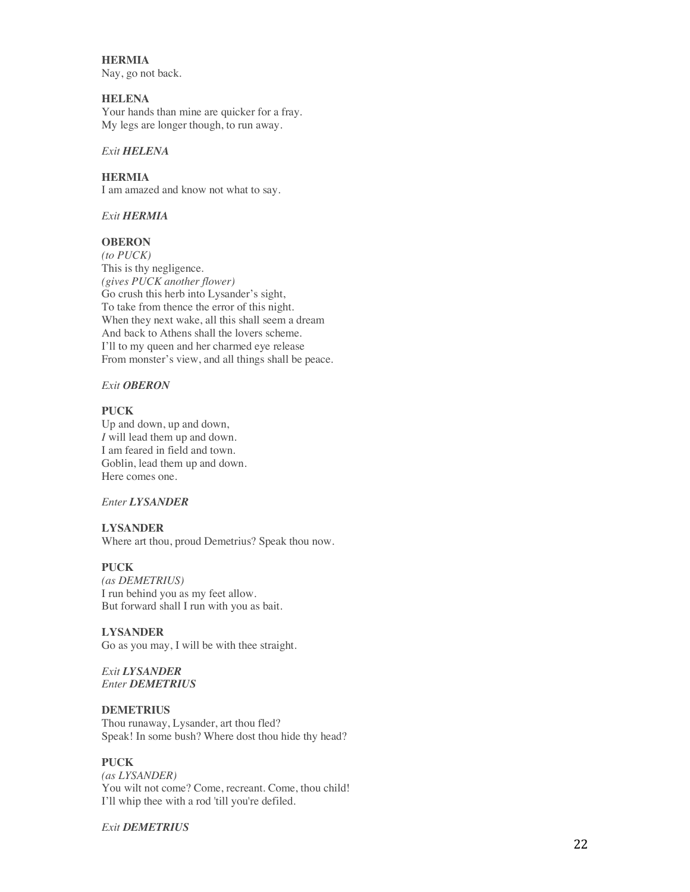**HERMIA**
Nay, go not back.

**HELENA**
Your hands than mine are quicker for a fray.
My legs are longer though, to run away.

*Exit **HELENA***

**HERMIA**
I am amazed and know not what to say.

*Exit **HERMIA***

**OBERON**
*(to PUCK)*
This is thy negligence.
*(gives PUCK another flower)*
Go crush this herb into Lysander's sight,
To take from thence the error of this night.
When they next wake, all this shall seem a dream
And back to Athens shall the lovers scheme.
I'll to my queen and her charmed eye release
From monster's view, and all things shall be peace.

*Exit **OBERON***

**PUCK**
Up and down, up and down,
*I* will lead them up and down.
I am feared in field and town.
Goblin, lead them up and down.
Here comes one.

*Enter **LYSANDER***

**LYSANDER**
Where art thou, proud Demetrius? Speak thou now.

**PUCK**
*(as DEMETRIUS)*
I run behind you as my feet allow.
But forward shall I run with you as bait.

**LYSANDER**
Go as you may, I will be with thee straight.

*Exit **LYSANDER***
*Enter **DEMETRIUS***

**DEMETRIUS**
Thou runaway, Lysander, art thou fled?
Speak! In some bush? Where dost thou hide thy head?

**PUCK**
*(as LYSANDER)*
You wilt not come? Come, recreant. Come, thou child!
I'll whip thee with a rod 'till you're defiled.

*Exit **DEMETRIUS***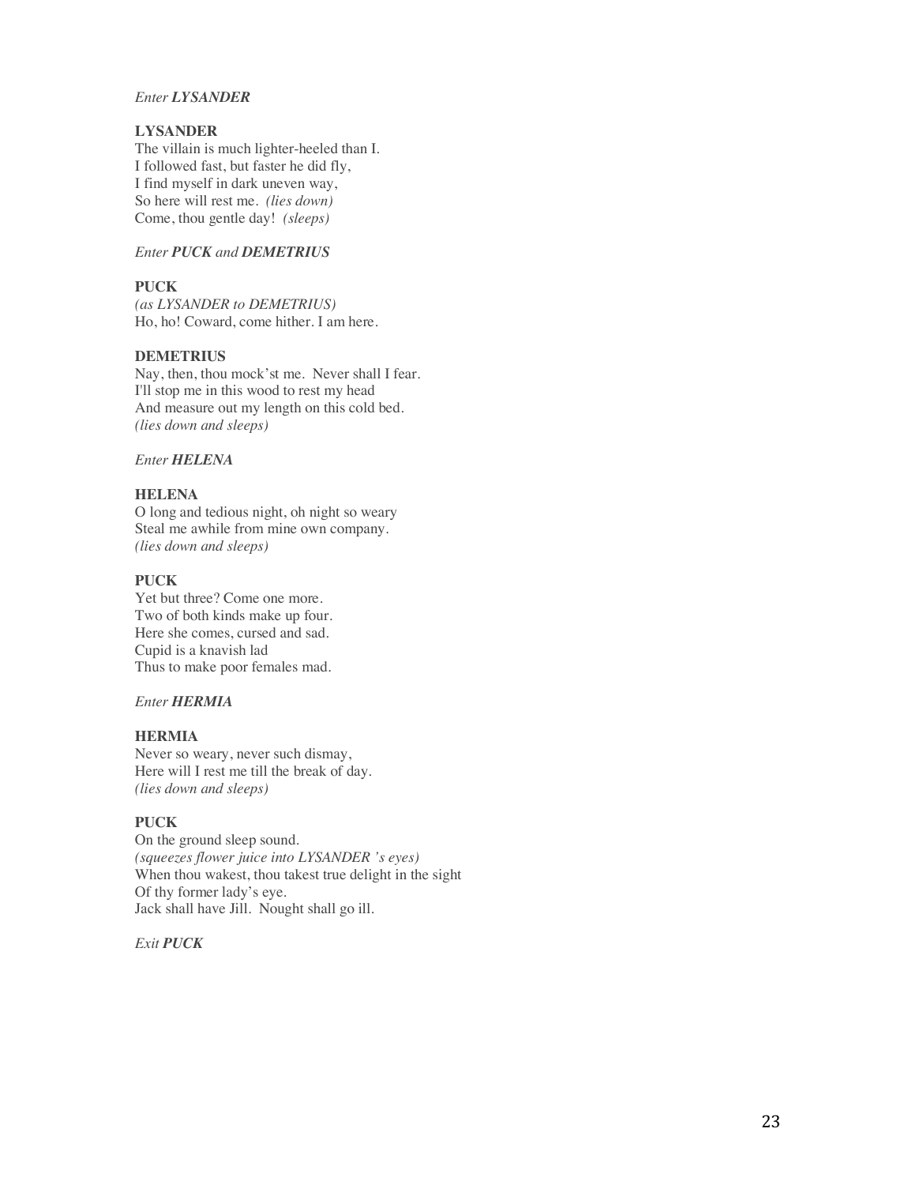*Enter **LYSANDER***

**LYSANDER**  
The villain is much lighter-heeled than I.  
I followed fast, but faster he did fly,  
I find myself in dark uneven way,  
So here will rest me. *(lies down)*  
Come, thou gentle day! *(sleeps)*

*Enter **PUCK** and **DEMETRIUS***

**PUCK**  
*(as LYSANDER to DEMETRIUS)*  
Ho, ho! Coward, come hither. I am here.

**DEMETRIUS**  
Nay, then, thou mock'st me. Never shall I fear.  
I'll stop me in this wood to rest my head  
And measure out my length on this cold bed.  
*(lies down and sleeps)*

*Enter **HELENA***

**HELENA**  
O long and tedious night, oh night so weary  
Steal me awhile from mine own company.  
*(lies down and sleeps)*

**PUCK**  
Yet but three? Come one more.  
Two of both kinds make up four.  
Here she comes, cursed and sad.  
Cupid is a knavish lad  
Thus to make poor females mad.

*Enter **HERMIA***

**HERMIA**  
Never so weary, never such dismay,  
Here will I rest me till the break of day.  
*(lies down and sleeps)*

**PUCK**  
On the ground sleep sound.  
*(squeezes flower juice into LYSANDER 's eyes)*  
When thou wakest, thou takest true delight in the sight  
Of thy former lady's eye.  
Jack shall have Jill. Nought shall go ill.

*Exit **PUCK***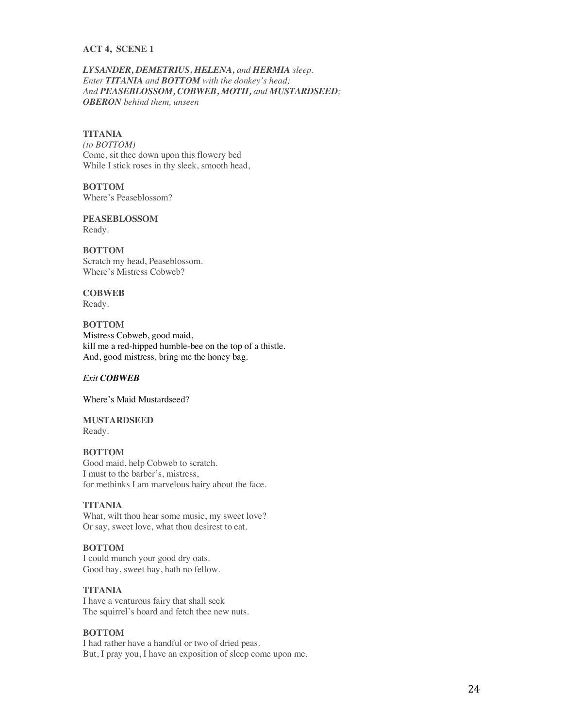**ACT 4, SCENE 1**

***LYSANDER, DEMETRIUS, HELENA,** and **HERMIA** sleep.*
*Enter **TITANIA** and **BOTTOM** with the donkey's head;*
*And **PEASEBLOSSOM, COBWEB, MOTH,** and **MUSTARDSEED**;*
***OBERON** behind them, unseen*

**TITANIA**
*(to BOTTOM)*
Come, sit thee down upon this flowery bed
While I stick roses in thy sleek, smooth head,

**BOTTOM**
Where's Peaseblossom?

**PEASEBLOSSOM**
Ready.

**BOTTOM**
Scratch my head, Peaseblossom.
Where's Mistress Cobweb?

**COBWEB**
Ready.

**BOTTOM**
Mistress Cobweb, good maid,
kill me a red-hipped humble-bee on the top of a thistle.
And, good mistress, bring me the honey bag.

*Exit **COBWEB***

Where's Maid Mustardseed?

**MUSTARDSEED**
Ready.

**BOTTOM**
Good maid, help Cobweb to scratch.
I must to the barber's, mistress,
for methinks I am marvelous hairy about the face.

**TITANIA**
What, wilt thou hear some music, my sweet love?
Or say, sweet love, what thou desirest to eat.

**BOTTOM**
I could munch your good dry oats.
Good hay, sweet hay, hath no fellow.

**TITANIA**
I have a venturous fairy that shall seek
The squirrel's hoard and fetch thee new nuts.

**BOTTOM**
I had rather have a handful or two of dried peas.
But, I pray you, I have an exposition of sleep come upon me.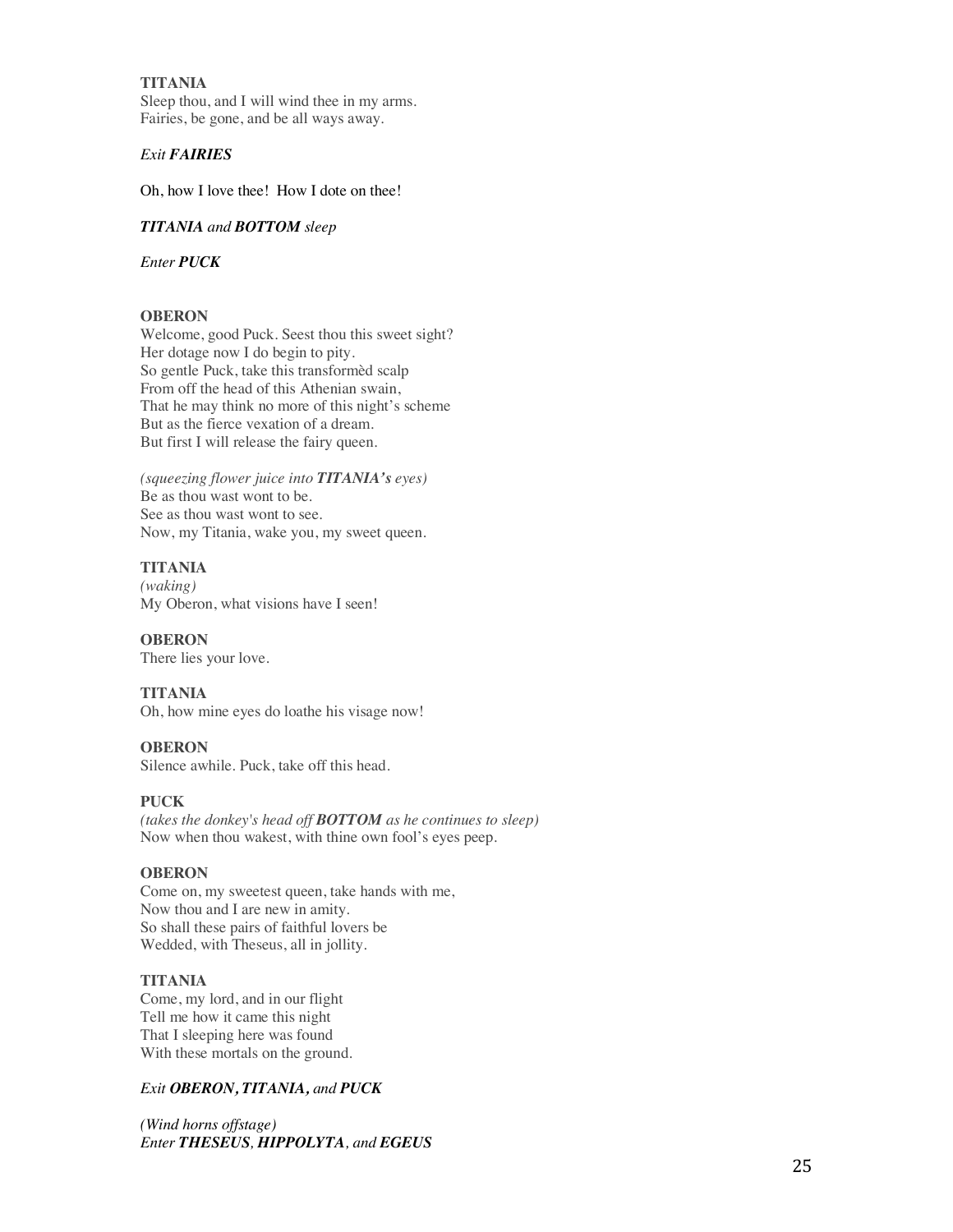**TITANIA**
Sleep thou, and I will wind thee in my arms.
Fairies, be gone, and be all ways away.

*Exit **FAIRIES***

Oh, how I love thee! How I dote on thee!

***TITANIA** and **BOTTOM** sleep*

*Enter **PUCK***

**OBERON**
Welcome, good Puck. Seest thou this sweet sight?
Her dotage now I do begin to pity.
So gentle Puck, take this transformèd scalp
From off the head of this Athenian swain,
That he may think no more of this night's scheme
But as the fierce vexation of a dream.
But first I will release the fairy queen.

*(squeezing flower juice into **TITANIA's** eyes)*
Be as thou wast wont to be.
See as thou wast wont to see.
Now, my Titania, wake you, my sweet queen.

**TITANIA**
*(waking)*
My Oberon, what visions have I seen!

**OBERON**
There lies your love.

**TITANIA**
Oh, how mine eyes do loathe his visage now!

**OBERON**
Silence awhile. Puck, take off this head.

**PUCK**
*(takes the donkey's head off **BOTTOM** as he continues to sleep)*
Now when thou wakest, with thine own fool's eyes peep.

**OBERON**
Come on, my sweetest queen, take hands with me,
Now thou and I are new in amity.
So shall these pairs of faithful lovers be
Wedded, with Theseus, all in jollity.

**TITANIA**
Come, my lord, and in our flight
Tell me how it came this night
That I sleeping here was found
With these mortals on the ground.

*Exit **OBERON**, **TITANIA**, and **PUCK***

*(Wind horns offstage)*
*Enter **THESEUS**, **HIPPOLYTA**, and **EGEUS***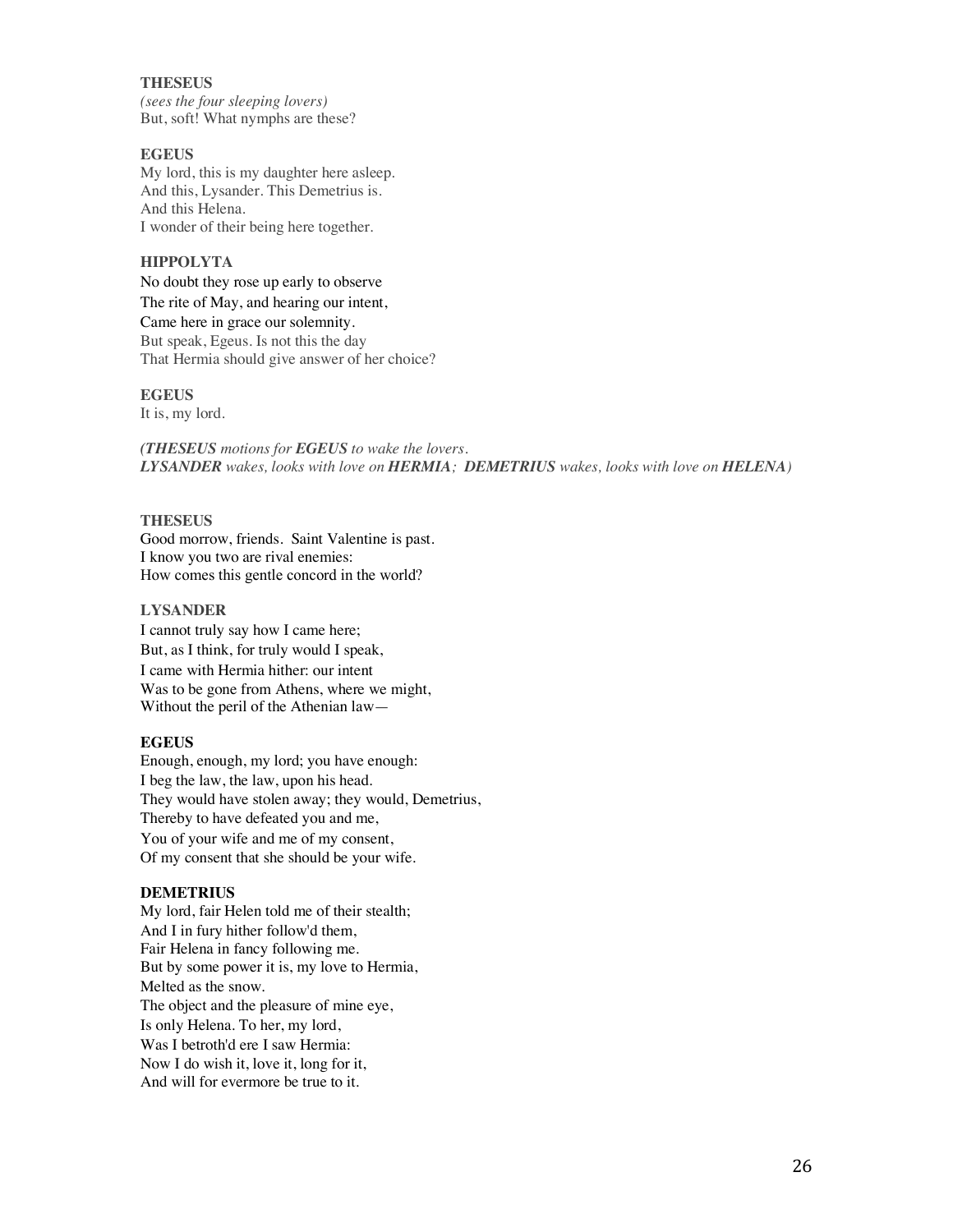**THESEUS**
*(sees the four sleeping lovers)*
But, soft! What nymphs are these?

**EGEUS**
My lord, this is my daughter here asleep.
And this, Lysander. This Demetrius is.
And this Helena.
I wonder of their being here together.

**HIPPOLYTA**
No doubt they rose up early to observe
The rite of May, and hearing our intent,
Came here in grace our solemnity.
But speak, Egeus. Is not this the day
That Hermia should give answer of her choice?

**EGEUS**
It is, my lord.

*(**THESEUS** motions for **EGEUS** to wake the lovers.*
***LYSANDER** wakes, looks with love on **HERMIA**; **DEMETRIUS** wakes, looks with love on **HELENA**)*

**THESEUS**
Good morrow, friends. Saint Valentine is past.
I know you two are rival enemies:
How comes this gentle concord in the world?

**LYSANDER**
I cannot truly say how I came here;
But, as I think, for truly would I speak,
I came with Hermia hither: our intent
Was to be gone from Athens, where we might,
Without the peril of the Athenian law—

**EGEUS**
Enough, enough, my lord; you have enough:
I beg the law, the law, upon his head.
They would have stolen away; they would, Demetrius,
Thereby to have defeated you and me,
You of your wife and me of my consent,
Of my consent that she should be your wife.

**DEMETRIUS**
My lord, fair Helen told me of their stealth;
And I in fury hither follow'd them,
Fair Helena in fancy following me.
But by some power it is, my love to Hermia,
Melted as the snow.
The object and the pleasure of mine eye,
Is only Helena. To her, my lord,
Was I betroth'd ere I saw Hermia:
Now I do wish it, love it, long for it,
And will for evermore be true to it.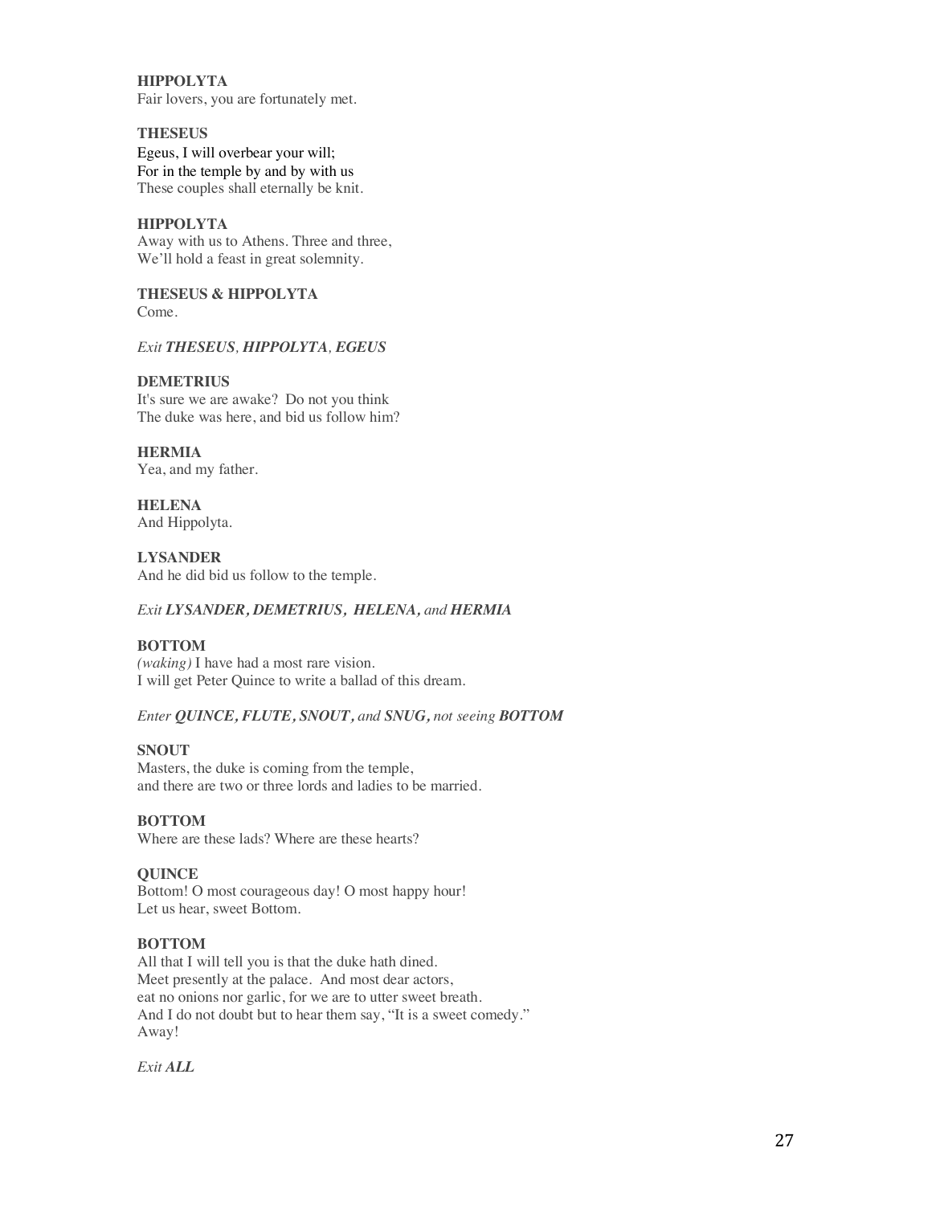**HIPPOLYTA**
Fair lovers, you are fortunately met.

**THESEUS**
Egeus, I will overbear your will;
For in the temple by and by with us
These couples shall eternally be knit.

**HIPPOLYTA**
Away with us to Athens. Three and three,
We'll hold a feast in great solemnity.

**THESEUS & HIPPOLYTA**
Come.

*Exit **THESEUS**, **HIPPOLYTA**, **EGEUS***

**DEMETRIUS**
It's sure we are awake? Do not you think
The duke was here, and bid us follow him?

**HERMIA**
Yea, and my father.

**HELENA**
And Hippolyta.

**LYSANDER**
And he did bid us follow to the temple.

*Exit **LYSANDER, DEMETRIUS, HELENA,** and **HERMIA***

**BOTTOM**
*(waking)* I have had a most rare vision.
I will get Peter Quince to write a ballad of this dream.

*Enter **QUINCE, FLUTE, SNOUT,** and **SNUG,** not seeing **BOTTOM***

**SNOUT**
Masters, the duke is coming from the temple,
and there are two or three lords and ladies to be married.

**BOTTOM**
Where are these lads? Where are these hearts?

**QUINCE**
Bottom! O most courageous day! O most happy hour!
Let us hear, sweet Bottom.

**BOTTOM**
All that I will tell you is that the duke hath dined.
Meet presently at the palace. And most dear actors,
eat no onions nor garlic, for we are to utter sweet breath.
And I do not doubt but to hear them say, "It is a sweet comedy."
Away!

*Exit **ALL***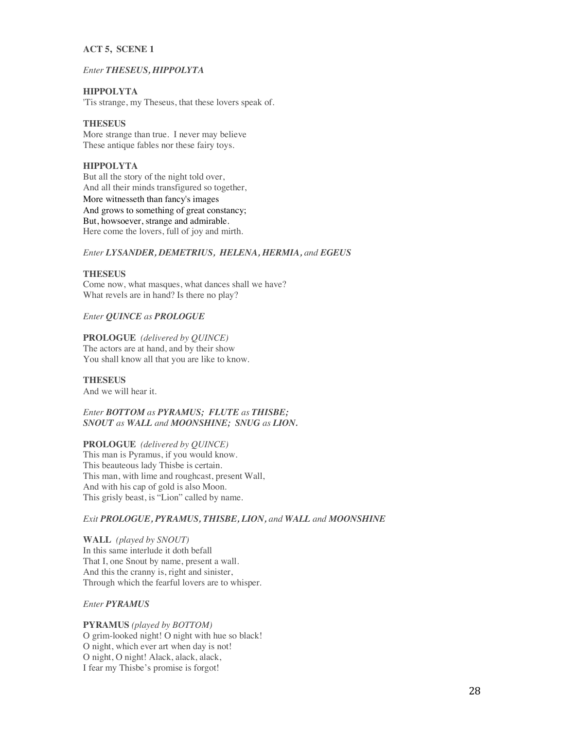**ACT 5, SCENE 1**

*Enter* ***THESEUS, HIPPOLYTA***

**HIPPOLYTA**
'Tis strange, my Theseus, that these lovers speak of.

**THESEUS**
More strange than true. I never may believe
These antique fables nor these fairy toys.

**HIPPOLYTA**
But all the story of the night told over,
And all their minds transfigured so together,
More witnesseth than fancy's images
And grows to something of great constancy;
But, howsoever, strange and admirable.
Here come the lovers, full of joy and mirth.

*Enter* ***LYSANDER, DEMETRIUS, HELENA, HERMIA,*** *and* ***EGEUS***

**THESEUS**
Come now, what masques, what dances shall we have?
What revels are in hand? Is there no play?

*Enter* ***QUINCE*** *as* ***PROLOGUE***

**PROLOGUE** *(delivered by QUINCE)*
The actors are at hand, and by their show
You shall know all that you are like to know.

**THESEUS**
And we will hear it.

*Enter* ***BOTTOM*** *as* ***PYRAMUS; FLUTE*** *as* ***THISBE;***
***SNOUT*** *as* ***WALL*** *and* ***MOONSHINE; SNUG*** *as* ***LION.***

**PROLOGUE** *(delivered by QUINCE)*
This man is Pyramus, if you would know.
This beauteous lady Thisbe is certain.
This man, with lime and roughcast, present Wall,
And with his cap of gold is also Moon.
This grisly beast, is "Lion" called by name.

*Exit* ***PROLOGUE, PYRAMUS, THISBE, LION,*** *and* ***WALL*** *and* ***MOONSHINE***

**WALL** *(played by SNOUT)*
In this same interlude it doth befall
That I, one Snout by name, present a wall.
And this the cranny is, right and sinister,
Through which the fearful lovers are to whisper.

*Enter* ***PYRAMUS***

**PYRAMUS** *(played by BOTTOM)*
O grim-looked night! O night with hue so black!
O night, which ever art when day is not!
O night, O night! Alack, alack, alack,
I fear my Thisbe's promise is forgot!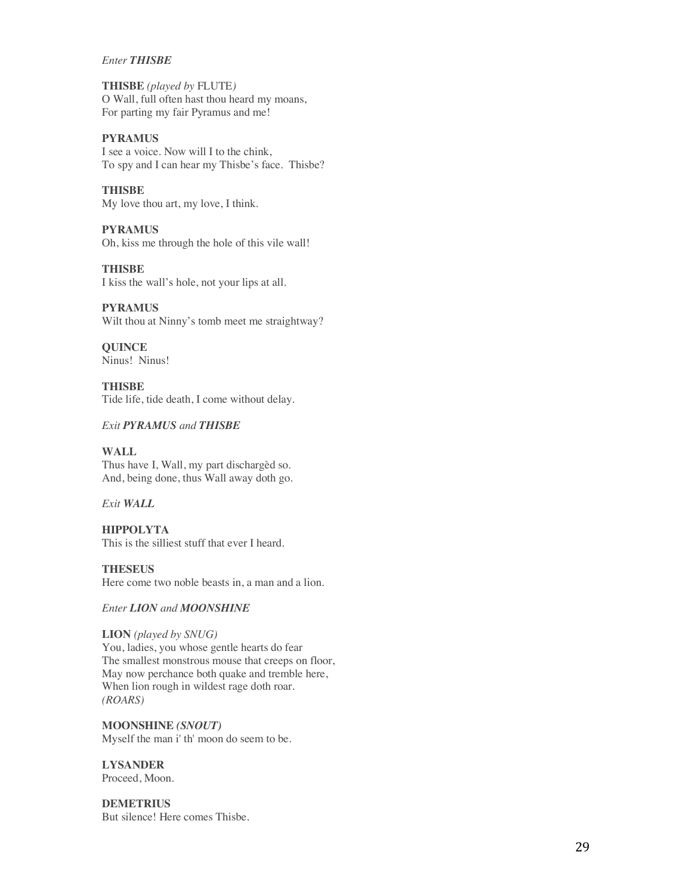*Enter **THISBE***

**THISBE** *(played by* FLUTE*)*
O Wall, full often hast thou heard my moans,
For parting my fair Pyramus and me!

**PYRAMUS**
I see a voice. Now will I to the chink,
To spy and I can hear my Thisbe's face. Thisbe?

**THISBE**
My love thou art, my love, I think.

**PYRAMUS**
Oh, kiss me through the hole of this vile wall!

**THISBE**
I kiss the wall's hole, not your lips at all.

**PYRAMUS**
Wilt thou at Ninny's tomb meet me straightway?

**QUINCE**
Ninus! Ninus!

**THISBE**
Tide life, tide death, I come without delay.

*Exit **PYRAMUS** and **THISBE***

**WALL**
Thus have I, Wall, my part dischargèd so.
And, being done, thus Wall away doth go.

*Exit **WALL***

**HIPPOLYTA**
This is the silliest stuff that ever I heard.

**THESEUS**
Here come two noble beasts in, a man and a lion.

*Enter **LION** and **MOONSHINE***

**LION** *(played by SNUG)*
You, ladies, you whose gentle hearts do fear
The smallest monstrous mouse that creeps on floor,
May now perchance both quake and tremble here,
When lion rough in wildest rage doth roar.
*(ROARS)*

**MOONSHINE** ***(SNOUT)***
Myself the man i' th' moon do seem to be.

**LYSANDER**
Proceed, Moon.

**DEMETRIUS**
But silence! Here comes Thisbe.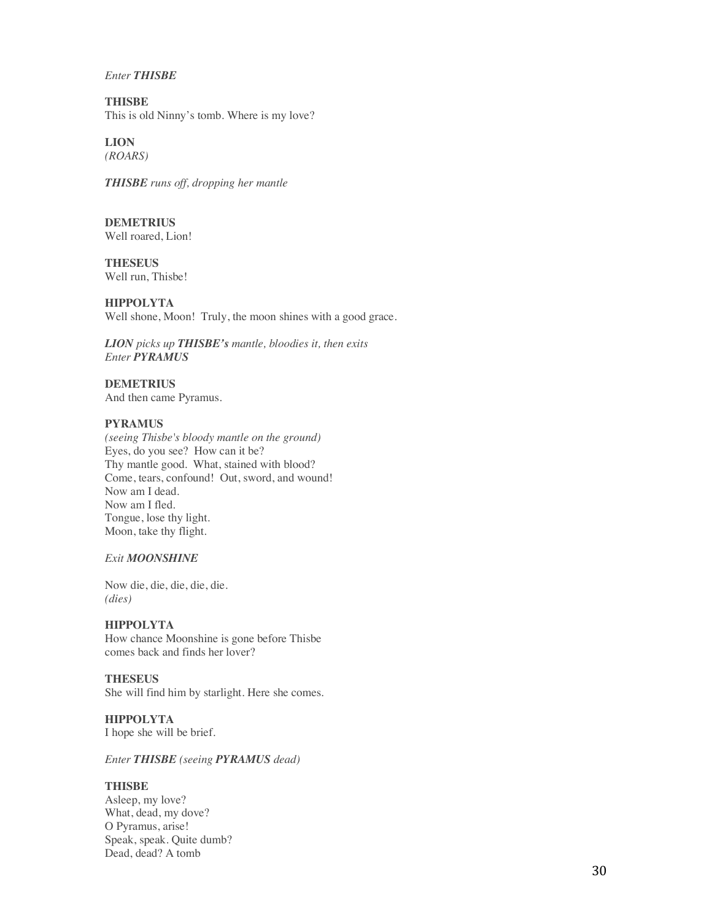*Enter **THISBE***

**THISBE**
This is old Ninny's tomb. Where is my love?

**LION**
*(ROARS)*

***THISBE** runs off, dropping her mantle*

**DEMETRIUS**
Well roared, Lion!

**THESEUS**
Well run, Thisbe!

**HIPPOLYTA**
Well shone, Moon! Truly, the moon shines with a good grace.

***LION** picks up **THISBE's** mantle, bloodies it, then exits*
*Enter **PYRAMUS***

**DEMETRIUS**
And then came Pyramus.

**PYRAMUS**
*(seeing Thisbe's bloody mantle on the ground)*
Eyes, do you see? How can it be?
Thy mantle good. What, stained with blood?
Come, tears, confound! Out, sword, and wound!
Now am I dead.
Now am I fled.
Tongue, lose thy light.
Moon, take thy flight.

*Exit **MOONSHINE***

Now die, die, die, die, die.
*(dies)*

**HIPPOLYTA**
How chance Moonshine is gone before Thisbe
comes back and finds her lover?

**THESEUS**
She will find him by starlight. Here she comes.

**HIPPOLYTA**
I hope she will be brief.

*Enter **THISBE** (seeing **PYRAMUS** dead)*

**THISBE**
Asleep, my love?
What, dead, my dove?
O Pyramus, arise!
Speak, speak. Quite dumb?
Dead, dead? A tomb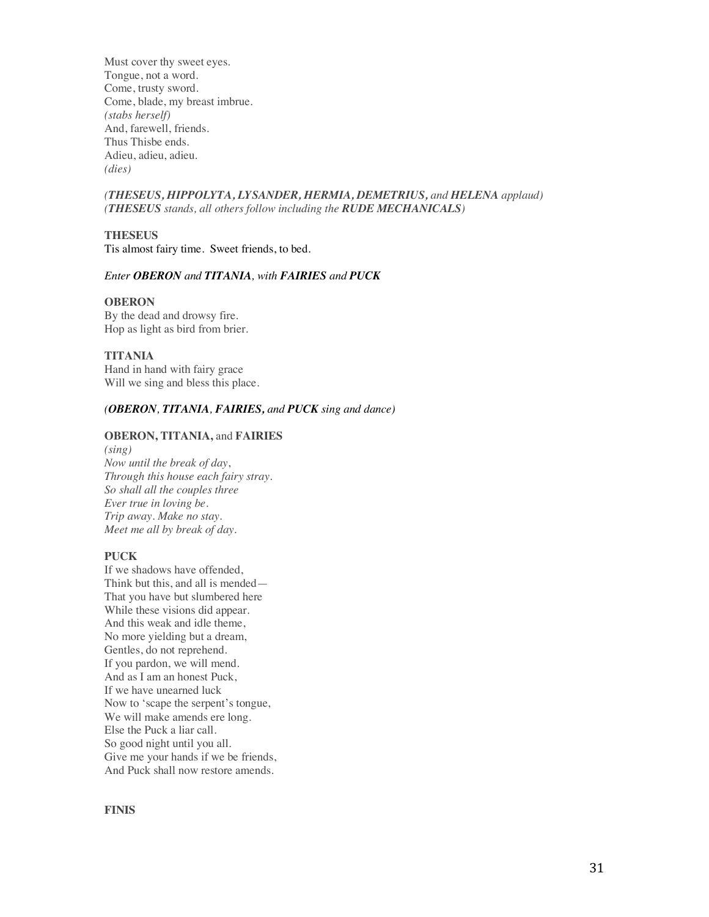Must cover thy sweet eyes.
Tongue, not a word.
Come, trusty sword.
Come, blade, my breast imbrue.
*(stabs herself)*
And, farewell, friends.
Thus Thisbe ends.
Adieu, adieu, adieu.
*(dies)*

*(**THESEUS, HIPPOLYTA, LYSANDER, HERMIA, DEMETRIUS,** and **HELENA** applaud)*
*(**THESEUS** stands, all others follow including the **RUDE MECHANICALS**)*

**THESEUS**
Tis almost fairy time. Sweet friends, to bed.

*Enter **OBERON** and **TITANIA**, with **FAIRIES** and **PUCK***

**OBERON**
By the dead and drowsy fire.
Hop as light as bird from brier.

**TITANIA**
Hand in hand with fairy grace
Will we sing and bless this place.

*(**OBERON**, **TITANIA**, **FAIRIES,** and **PUCK** sing and dance)*

**OBERON, TITANIA,** and **FAIRIES**
*(sing)*
*Now until the break of day,*
*Through this house each fairy stray.*
*So shall all the couples three*
*Ever true in loving be.*
*Trip away. Make no stay.*
*Meet me all by break of day.*

**PUCK**
If we shadows have offended,
Think but this, and all is mended—
That you have but slumbered here
While these visions did appear.
And this weak and idle theme,
No more yielding but a dream,
Gentles, do not reprehend.
If you pardon, we will mend.
And as I am an honest Puck,
If we have unearned luck
Now to 'scape the serpent's tongue,
We will make amends ere long.
Else the Puck a liar call.
So good night until you all.
Give me your hands if we be friends,
And Puck shall now restore amends.

**FINIS**